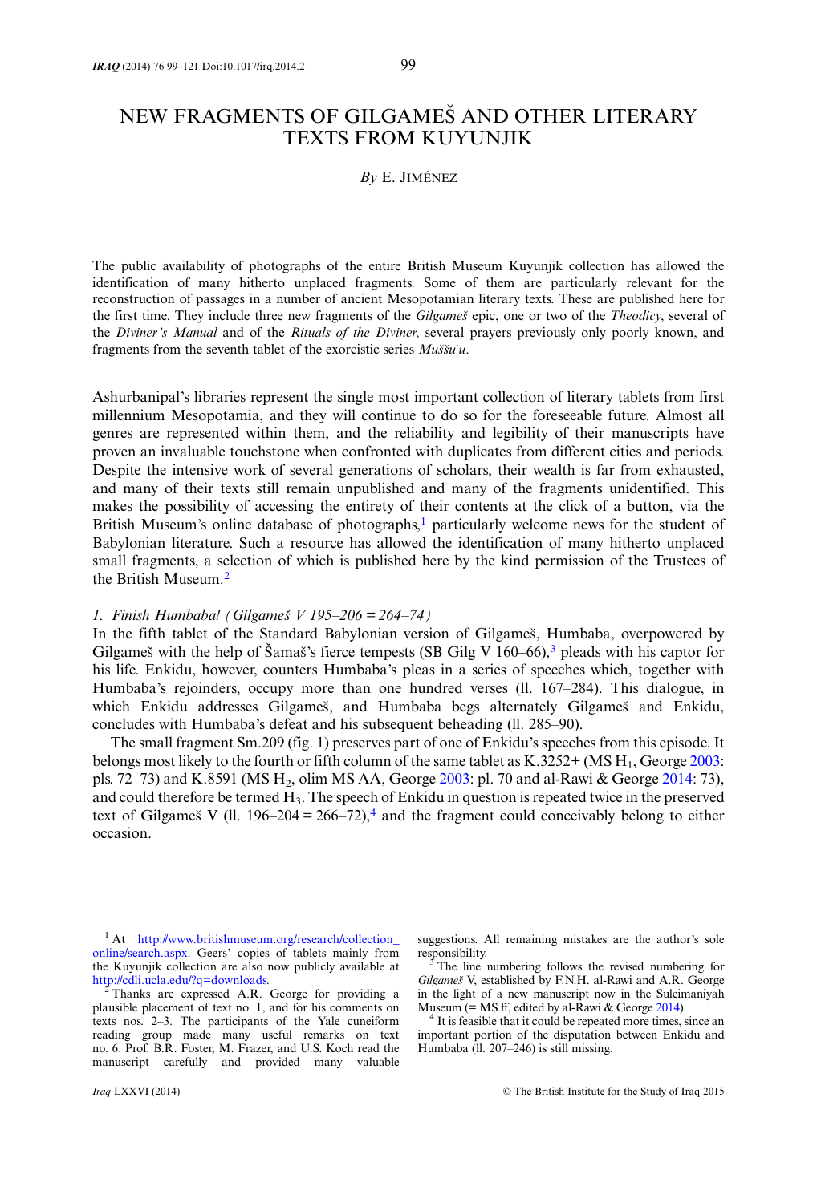# NEW FRAGMENTS OF GILGAMEŠ AND OTHER LITERARY TEXTS FROM KUYUNJIK

*By* E. JIMÉNEZ

The public availability of photographs of the entire British Museum Kuyunjik collection has allowed the identification of many hitherto unplaced fragments. Some of them are particularly relevant for the reconstruction of passages in a number of ancient Mesopotamian literary texts. These are published here for the first time. They include three new fragments of the *Gilgameš* epic, one or two of the *Theodicy*, several of the *Diviner's Manual* and of the *Rituals of the Diviner*, several prayers previously only poorly known, and fragments from the seventh tablet of the exorcistic series *Muššuʾu*.

Ashurbanipal's libraries represent the single most important collection of literary tablets from first millennium Mesopotamia, and they will continue to do so for the foreseeable future. Almost all genres are represented within them, and the reliability and legibility of their manuscripts have proven an invaluable touchstone when confronted with duplicates from different cities and periods. Despite the intensive work of several generations of scholars, their wealth is far from exhausted, and many of their texts still remain unpublished and many of the fragments unidentified. This makes the possibility of accessing the entirety of their contents at the click of a button, via the British Museum's online database of photographs,[1] particularly welcome news for the student of Babylonian literature. Such a resource has allowed the identification of many hitherto unplaced small fragments, a selection of which is published here by the kind permission of the Trustees of the British Museum.[2]

*1. Finish Humbaba! (Gilgameš V 195–206 = 264–74)*

In the fifth tablet of the Standard Babylonian version of Gilgameš, Humbaba, overpowered by Gilgameš with the help of Šamaš's fierce tempests (SB Gilg V 160–66),[3] pleads with his captor for his life. Enkidu, however, counters Humbaba's pleas in a series of speeches which, together with Humbaba's rejoinders, occupy more than one hundred verses (ll. 167–284). This dialogue, in which Enkidu addresses Gilgameš, and Humbaba begs alternately Gilgameš and Enkidu, concludes with Humbaba's defeat and his subsequent beheading (ll. 285–90).

The small fragment Sm.209 (fig. 1) preserves part of one of Enkidu's speeches from this episode. It belongs most likely to the fourth or fifth column of the same tablet as K.3252+ (MS $H_1$, George 2003: pls. 72–73) and K.8591 (MS $H_2$, olim MS AA, George 2003: pl. 70 and al-Rawi & George 2014: 73), and could therefore be termed $H_3$. The speech of Enkidu in question is repeated twice in the preserved text of Gilgameš V (ll. 196–204 = 266–72),[4] and the fragment could conceivably belong to either occasion.

---

[1] At http://www.britishmuseum.org/research/collection_online/search.aspx. Geers' copies of tablets mainly from the Kuyunjik collection are also now publicly available at http://cdli.ucla.edu/?q=downloads.

[2] Thanks are expressed A.R. George for providing a plausible placement of text no. 1, and for his comments on texts nos. 2–3. The participants of the Yale cuneiform reading group made many useful remarks on text no. 6. Prof. B.R. Foster, M. Frazer, and U.S. Koch read the manuscript carefully and provided many valuable suggestions. All remaining mistakes are the author's sole responsibility.

[3] The line numbering follows the revised numbering for *Gilgameš* V, established by F.N.H. al-Rawi and A.R. George in the light of a new manuscript now in the Suleimaniyah Museum (= MS ff, edited by al-Rawi & George 2014).

[4] It is feasible that it could be repeated more times, since an important portion of the disputation between Enkidu and Humbaba (ll. 207–246) is still missing.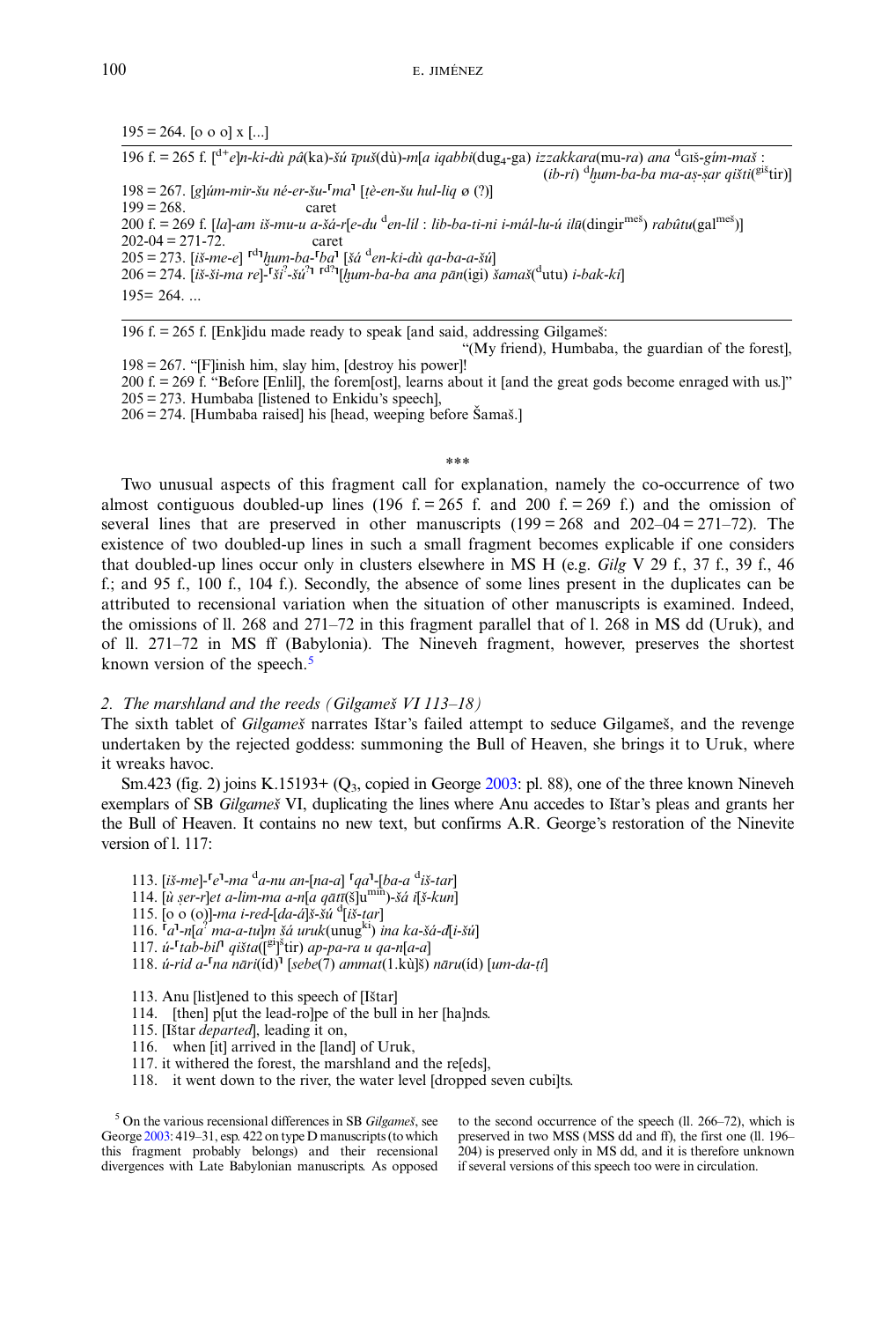195 = 264. [o o o] x [...]

196 f. = 265 f. [d+e]n-ki-dù pâ(ka)-šú īpuš(dù)-m[a iqabbi(dug₄-ga) izzakkara(mu-ra) ana dGIŠ-gím-maš :
(ib-ri) dḫum-ba-ba ma-aṣ-ṣar qišti(gištir)]

198 = 267. [g]úm-mir-šu né-er-šu-⌜ma⌝ [ṭè-en-šu hul-liq ø (?)]

199 = 268. caret

200 f. = 269 f. [la]-am iš-mu-u a-šá-r[e-du den-líl : lib-ba-ti-ni i-mál-lu-ú ilū(dingirmeš) rabûtu(galmeš)]

202-04 = 271-72. caret

205 = 273. [iš-me-e] ⌜d⌝ḫum-ba-⌜ba⌝ [šá den-ki-dù qa-ba-a-šú]

206 = 274. [iš-ši-ma re]-⌜ši?-šú?⌝ ⌜d?⌝[ḫum-ba-ba ana pān(igi) šamaš(dutu) i-bak-ki]

195= 264. ...

---

196 f. = 265 f. [Enk]idu made ready to speak [and said, addressing Gilgameš:
"(My friend), Humbaba, the guardian of the forest],

198 = 267. "[F]inish him, slay him, [destroy his power]!

200 f. = 269 f. "Before [Enlil], the forem[ost], learns about it [and the great gods become enraged with us.]"

205 = 273. Humbaba [listened to Enkidu's speech],

206 = 274. [Humbaba raised] his [head, weeping before Šamaš.]

\*\*\*

Two unusual aspects of this fragment call for explanation, namely the co-occurrence of two almost contiguous doubled-up lines (196 f. = 265 f. and 200 f. = 269 f.) and the omission of several lines that are preserved in other manuscripts (199 = 268 and 202–04 = 271–72). The existence of two doubled-up lines in such a small fragment becomes explicable if one considers that doubled-up lines occur only in clusters elsewhere in MS H (e.g. *Gilg* V 29 f., 37 f., 39 f., 46 f.; and 95 f., 100 f., 104 f.). Secondly, the absence of some lines present in the duplicates can be attributed to recensional variation when the situation of other manuscripts is examined. Indeed, the omissions of ll. 268 and 271–72 in this fragment parallel that of l. 268 in MS dd (Uruk), and of ll. 271–72 in MS ff (Babylonia). The Nineveh fragment, however, preserves the shortest known version of the speech.[5]

### 2. *The marshland and the reeds (Gilgameš VI 113–18)*

The sixth tablet of *Gilgameš* narrates Ištar's failed attempt to seduce Gilgameš, and the revenge undertaken by the rejected goddess: summoning the Bull of Heaven, she brings it to Uruk, where it wreaks havoc.

Sm.423 (fig. 2) joins K.15193+ (Q₃, copied in George 2003: pl. 88), one of the three known Nineveh exemplars of SB *Gilgameš* VI, duplicating the lines where Anu accedes to Ištar's pleas and grants her the Bull of Heaven. It contains no new text, but confirms A.R. George's restoration of the Ninevite version of l. 117:

113. [iš-me]-⌜e⌝-ma da-nu an-[na-a] ⌜qa⌝-[ba-a diš-tar]
114. [ù ṣer-r]et a-lim-ma a-n[a qātī(š]umin)-šá i[š-kun]
115. [o o (o)]-ma i-red-[da-á]š-šú d[iš-tar]
116. ⌜a⌝-n[a? ma-a-tu]m šá uruk(unugki) ina ka-šá-d[i-šú]
117. ú-⌜tab-bil⌝ qišta([gi]štir) ap-pa-ra u qa-n[a-a]
118. ú-rid a-⌜na nāri(íd)⌝ [sebe(7) ammat(1.kù]š) nāru(íd) [um-da-ṭi]

113. Anu [list]ened to this speech of [Ištar]
114. [then] p[ut the lead-ro]pe of the bull in her [ha]nds.
115. [Ištar *departed*], leading it on,
116. when [it] arrived in the [land] of Uruk,
117. it withered the forest, the marshland and the re[eds],
118. it went down to the river, the water level [dropped seven cubi]ts.

[5] On the various recensional differences in SB *Gilgameš*, see George 2003: 419–31, esp. 422 on type D manuscripts (to which this fragment probably belongs) and their recensional divergences with Late Babylonian manuscripts. As opposed to the second occurrence of the speech (ll. 266–72), which is preserved in two MSS (MSS dd and ff), the first one (ll. 196–204) is preserved only in MS dd, and it is therefore unknown if several versions of this speech too were in circulation.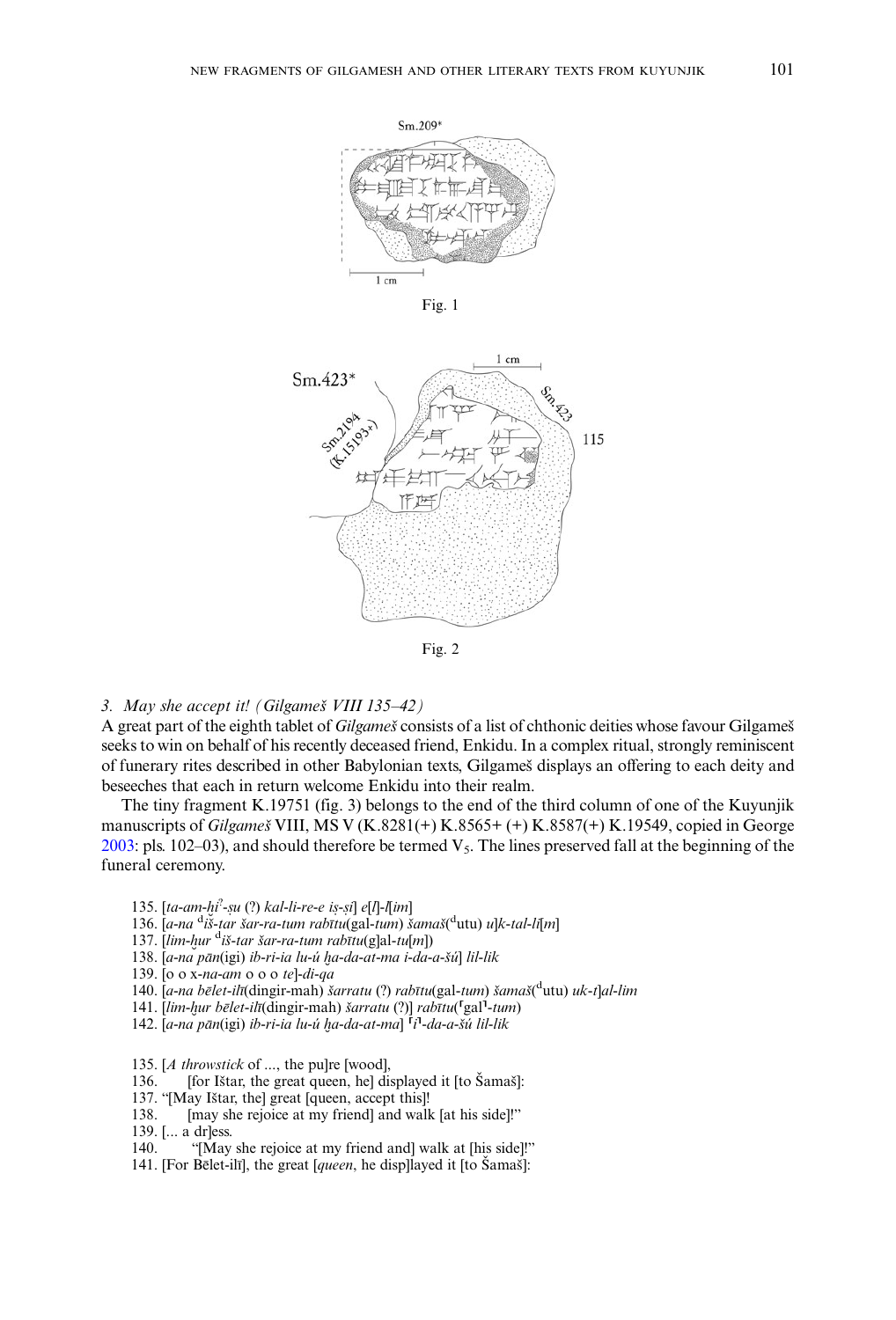Fig. 1

Fig. 2

### 3. *May she accept it! (Gilgameš VIII 135–42)*

A great part of the eighth tablet of *Gilgameš* consists of a list of chthonic deities whose favour Gilgameš seeks to win on behalf of his recently deceased friend, Enkidu. In a complex ritual, strongly reminiscent of funerary rites described in other Babylonian texts, Gilgameš displays an offering to each deity and beseeches that each in return welcome Enkidu into their realm.

The tiny fragment K.19751 (fig. 3) belongs to the end of the third column of one of the Kuyunjik manuscripts of *Gilgameš* VIII, MS V (K.8281(+) K.8565+ (+) K.8587(+) K.19549, copied in George 2003: pls. 102–03), and should therefore be termed $V_5$. The lines preserved fall at the beginning of the funeral ceremony.

135. [*ta-am-ḫi*[?]*-ṣu* (?) *kal-li-re-e iṣ-ṣí*] *e*[*l*]*-l*[*im*]
136. [*a-na* [d]*iš-tar šar-ra-tum rabītu*(gal-*tum*) *šamaš*([d]utu) *u*]*k-tal-li*[*m*]
137. [*lim-ḫur* [d]*iš-tar šar-ra-tum rabītu*(g]al-*tu*[*m*])
138. [*a-na pān*(igi) *ib-ri-ia lu-ú ḫa-da-at-ma i-da-a-šú*] *lil-lik*
139. [o o x-*na-am* o o o *te*]*-di-qa*
140. [*a-na bēlet-ilī*(dingir-mah) *šarratu* (?) *rabītu*(gal-*tum*) *šamaš*([d]utu) *uk-t*]*al-lim*
141. [*lim-ḫur bēlet-ilī*(dingir-mah) *šarratu* (?)] *rabītu*(⌜gal⌝*-tum*)
142. [*a-na pān*(igi) *ib-ri-ia lu-ú ḫa-da-at-ma*] ⌜*i*⌝*-da-a-šú lil-lik*

135. [*A throwstick* of ..., the pu]re [wood],
136. [for Ištar, the great queen, he] displayed it [to Šamaš]:
137. "[May Ištar, the] great [queen, accept this]!
138. [may she rejoice at my friend] and walk [at his side]!"
139. [... a dr]ess.
140. "[May she rejoice at my friend and] walk at [his side]!"
141. [For Bēlet-ilī], the great [*queen*, he disp]layed it [to Šamaš]: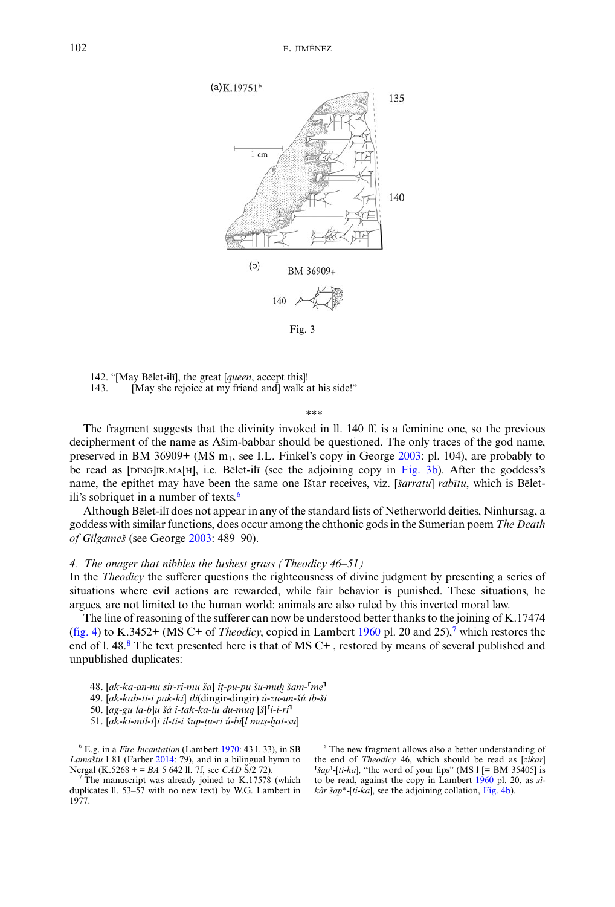(a) K.19751*

135

1 cm

140

(b) BM 36909+

140

Fig. 3

142. "[May Bēlet-ilī], the great [*queen*, accept this]!
143. [May she rejoice at my friend and] walk at his side!"

\*\*\*

The fragment suggests that the divinity invoked in ll. 140 ff. is a feminine one, so the previous decipherment of the name as Ašim-babbar should be questioned. The only traces of the god name, preserved in BM 36909+ (MS $m_1$, see I.L. Finkel's copy in George 2003: pl. 104), are probably to be read as [DINGIR]IR.MA[H], i.e. Bēlet-ilī (see the adjoining copy in Fig. 3b). After the goddess's name, the epithet may have been the same one Ištar receives, viz. [*šarratu*] *rabītu*, which is Bēlet-ili's sobriquet in a number of texts.[6]

Although Bēlet-ilī does not appear in any of the standard lists of Netherworld deities, Ninhursag, a goddess with similar functions, does occur among the chthonic gods in the Sumerian poem *The Death of Gilgameš* (see George 2003: 489–90).

### 4. *The onager that nibbles the lushest grass (Theodicy 46–51)*

In the *Theodicy* the sufferer questions the righteousness of divine judgment by presenting a series of situations where evil actions are rewarded, while fair behavior is punished. These situations, he argues, are not limited to the human world: animals are also ruled by this inverted moral law.

The line of reasoning of the sufferer can now be understood better thanks to the joining of K.17474 (fig. 4) to K.3452+ (MS C+ of *Theodicy*, copied in Lambert 1960 pl. 20 and 25),[7] which restores the end of l. 48.[8] The text presented here is that of MS C+ , restored by means of several published and unpublished duplicates:

48. [*ak-ka-an-nu sír-ri-mu ša*] *iṭ-pu-pu šu-muḫ šam-*⌜*me*⌝
49. [*ak-kab-ti-i pak-ki*] *ili*(dingir-dingir) *ú-zu-un-šú ib-ši*
50. [*ag-gu la-b*]*u šá i-tak-ka-lu du-muq* [*š*]⌜*i-i-ri*⌝
51. [*ak-ki-mil-t*]*i il-ti-i šup-ṭu-ri ú-bi*[*l maṣ-ḫat-su*]

[6] E.g. in a *Fire Incantation* (Lambert 1970: 43 l. 33), in SB *Lamaštu* I 81 (Farber 2014: 79), and in a bilingual hymn to Nergal (K.5268 + = *BA* 5 642 ll. 7f, see *CAD* Š/2 72).

[7] The manuscript was already joined to K.17578 (which duplicates ll. 53–57 with no new text) by W.G. Lambert in 1977.

[8] The new fragment allows also a better understanding of the end of *Theodicy* 46, which should be read as [*zikar*] ⌜*šap*⌝-[*ti-ka*], "the word of your lips" (MS l [= BM 35405] is to be read, against the copy in Lambert 1960 pl. 20, as *sì-kàr šap*\*-[*ti-ka*], see the adjoining collation, Fig. 4b).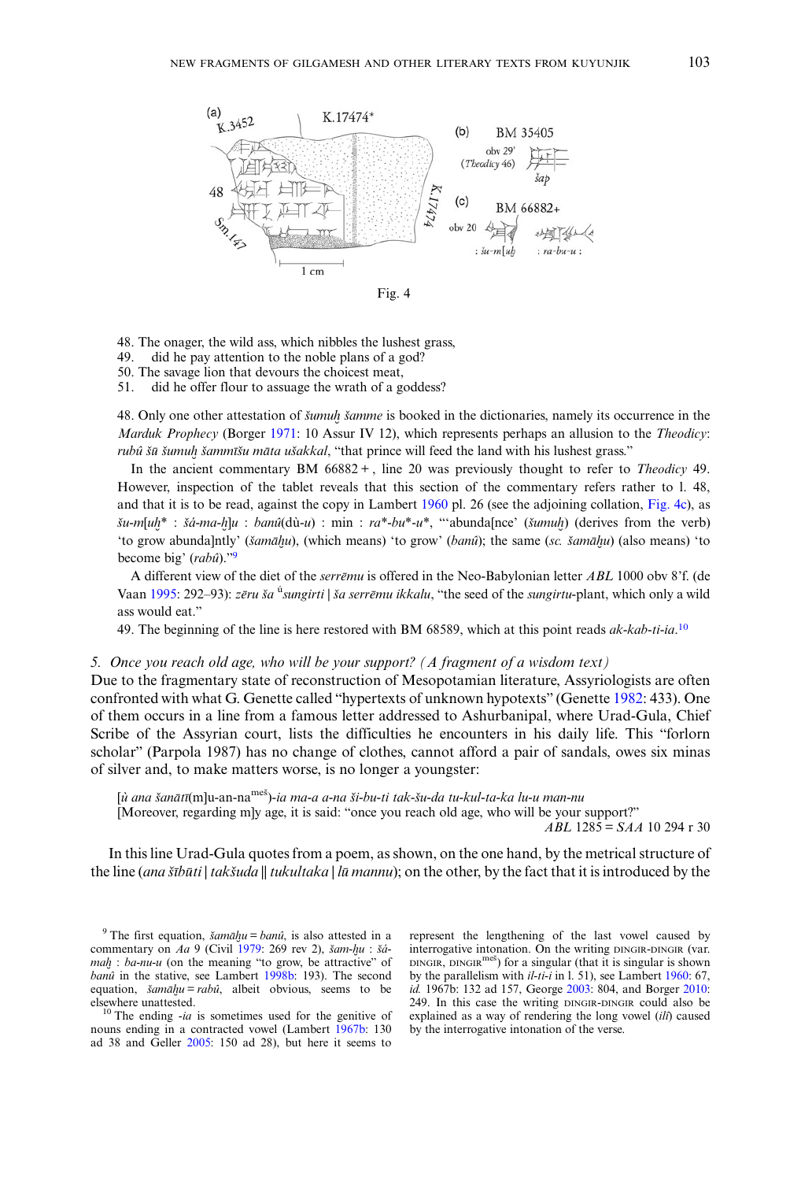Fig. 4

48. The onager, the wild ass, which nibbles the lushest grass,
49. did he pay attention to the noble plans of a god?
50. The savage lion that devours the choicest meat,
51. did he offer flour to assuage the wrath of a goddess?

48. Only one other attestation of *šumuḫ šamme* is booked in the dictionaries, namely its occurrence in the *Marduk Prophecy* (Borger 1971: 10 Assur IV 12), which represents perhaps an allusion to the *Theodicy*: *rubû šū šumuḫ šammīšu māta ušakkal*, "that prince will feed the land with his lushest grass."

In the ancient commentary BM 66882+, line 20 was previously thought to refer to *Theodicy* 49. However, inspection of the tablet reveals that this section of the commentary refers rather to l. 48, and that it is to be read, against the copy in Lambert 1960 pl. 26 (see the adjoining collation, Fig. 4c), as *šu-m*[*uḫ*\* : *šá-ma-ḫ*]*u* : *banû*(dù-*u*) : min : *ra*\*-*bu*\*-*u*\*, "'abunda[nce' (*šumuḫ*) (derives from the verb) 'to grow abunda]ntly' (*šamāḫu*), (which means) 'to grow' (*banû*); the same (*sc. šamāḫu*) (also means) 'to become big' (*rabû*)."[9]

A different view of the diet of the *serrēmu* is offered in the Neo-Babylonian letter *ABL* 1000 obv 8'f. (de Vaan 1995: 292–93): *zēru ša* [ú]*sungirti* | *ša serrēmu ikkalu*, "the seed of the *sungirtu*-plant, which only a wild ass would eat."

49. The beginning of the line is here restored with BM 68589, which at this point reads *ak-kab-ti-ia*.[10]

### 5. *Once you reach old age, who will be your support? (A fragment of a wisdom text)*

Due to the fragmentary state of reconstruction of Mesopotamian literature, Assyriologists are often confronted with what G. Genette called "hypertexts of unknown hypotexts" (Genette 1982: 433). One of them occurs in a line from a famous letter addressed to Ashurbanipal, where Urad-Gula, Chief Scribe of the Assyrian court, lists the difficulties he encounters in his daily life. This "forlorn scholar" (Parpola 1987) has no change of clothes, cannot afford a pair of sandals, owes six minas of silver and, to make matters worse, is no longer a youngster:

[*ù ana šanātī*(m]u-an-na[meš])-*ia ma-a a-na ši-bu-ti tak-šu-da tu-kul-ta-ka lu-u man-nu*
[Moreover, regarding m]y age, it is said: "once you reach old age, who will be your support?"
*ABL* 1285 = *SAA* 10 294 r 30

In this line Urad-Gula quotes from a poem, as shown, on the one hand, by the metrical structure of the line (*ana šībūti* | *takšuda* ‖ *tukultaka* | *lū mannu*); on the other, by the fact that it is introduced by the

---

[9] The first equation, *šamāḫu* = *banû*, is also attested in a commentary on *Aa* 9 (Civil 1979: 269 rev 2), *šam-ḫu* : *šá-maḫ* : *ba-nu-u* (on the meaning "to grow, be attractive" of *banû* in the stative, see Lambert 1998b: 193). The second equation, *šamāḫu* = *rabû*, albeit obvious, seems to be elsewhere unattested.

[10] The ending -*ia* is sometimes used for the genitive of nouns ending in a contracted vowel (Lambert 1967b: 130 ad 38 and Geller 2005: 150 ad 28), but here it seems to represent the lengthening of the last vowel caused by the interrogative intonation. On the writing DINGIR-DINGIR (var. DINGIR, DINGIR[meš]) for a singular (that it is singular is shown by the parallelism with *il-ti-i* in l. 51), see Lambert 1960: 67, *id.* 1967b: 132 ad 157, George 2003: 804, and Borger 2010: 249. In this case the writing DINGIR-DINGIR could also be explained as a way of rendering the long vowel (*ilī*) caused by the interrogative intonation of the verse.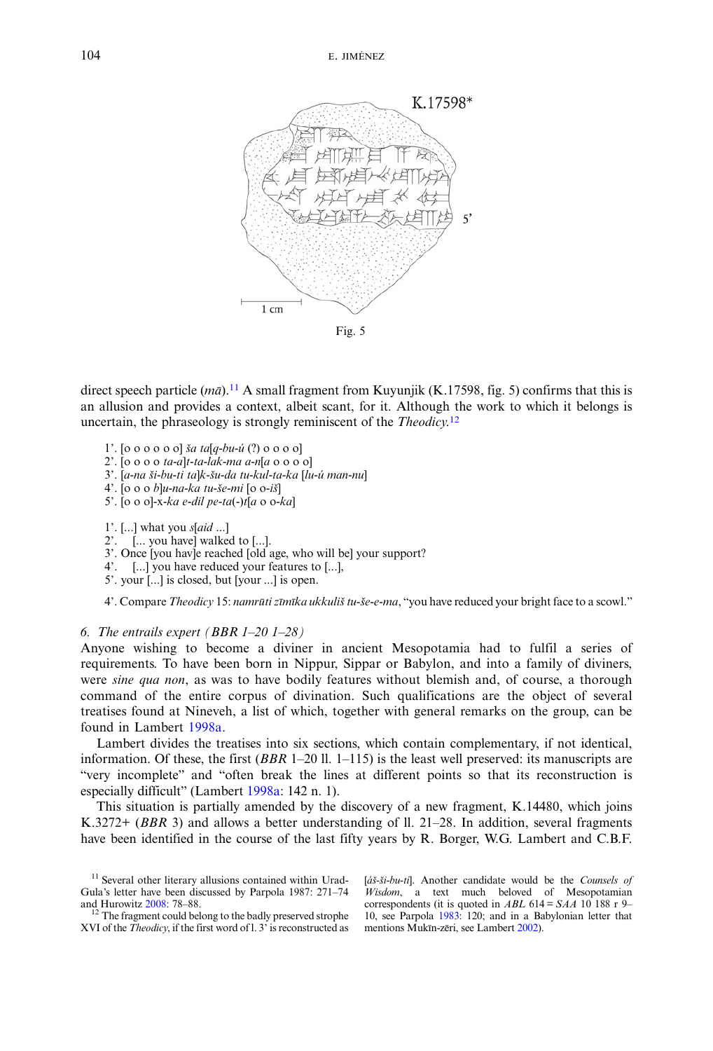Fig. 5

direct speech particle (*mā*).[11] A small fragment from Kuyunjik (K.17598, fig. 5) confirms that this is an allusion and provides a context, albeit scant, for it. Although the work to which it belongs is uncertain, the phraseology is strongly reminiscent of the *Theodicy*.[12]

1'. [o o o o o o] *ša ta*[*q-bu-ú* (?) o o o o]
2'. [o o o o *ta-a*]*t-ta-lak-ma a-n*[*a* o o o o]
3'. [*a-na ši-bu-ti ta*]*k-šu-da tu-kul-ta-ka* [*lu-ú man-nu*]
4'. [o o o *b*]*u-na-ka tu-še-mi* [o o-*iš*]
5'. [o o o]-x-*ka e-dil pe-ta*(-)*t*[*a* o o-*ka*]

1'. [...] what you *s*[*aid* ...]
2'. [... you have] walked to [...].
3'. Once [you hav]e reached [old age, who will be] your support?
4'. [...] you have reduced your features to [...],
5'. your [...] is closed, but [your ...] is open.

4'. Compare *Theodicy* 15: *namrūti zīmīka ukkuliš tu-še-e-ma*, "you have reduced your bright face to a scowl."

### *6. The entrails expert (BBR 1–20 1–28)*

Anyone wishing to become a diviner in ancient Mesopotamia had to fulfil a series of requirements. To have been born in Nippur, Sippar or Babylon, and into a family of diviners, were *sine qua non*, as was to have bodily features without blemish and, of course, a thorough command of the entire corpus of divination. Such qualifications are the object of several treatises found at Nineveh, a list of which, together with general remarks on the group, can be found in Lambert 1998a.

Lambert divides the treatises into six sections, which contain complementary, if not identical, information. Of these, the first (*BBR* 1–20 ll. 1–115) is the least well preserved: its manuscripts are "very incomplete" and "often break the lines at different points so that its reconstruction is especially difficult" (Lambert 1998a: 142 n. 1).

This situation is partially amended by the discovery of a new fragment, K.14480, which joins K.3272+ (*BBR* 3) and allows a better understanding of ll. 21–28. In addition, several fragments have been identified in the course of the last fifty years by R. Borger, W.G. Lambert and C.B.F.

[11] Several other literary allusions contained within Urad-Gula's letter have been discussed by Parpola 1987: 271–74 and Hurowitz 2008: 78–88.

[12] The fragment could belong to the badly preserved strophe XVI of the *Theodicy*, if the first word of l. 3' is reconstructed as [*áš-ši-bu-ti*]. Another candidate would be the *Counsels of Wisdom*, a text much beloved of Mesopotamian correspondents (it is quoted in *ABL* 614 = *SAA* 10 188 r 9–10, see Parpola 1983: 120; and in a Babylonian letter that mentions Mukīn-zēri, see Lambert 2002).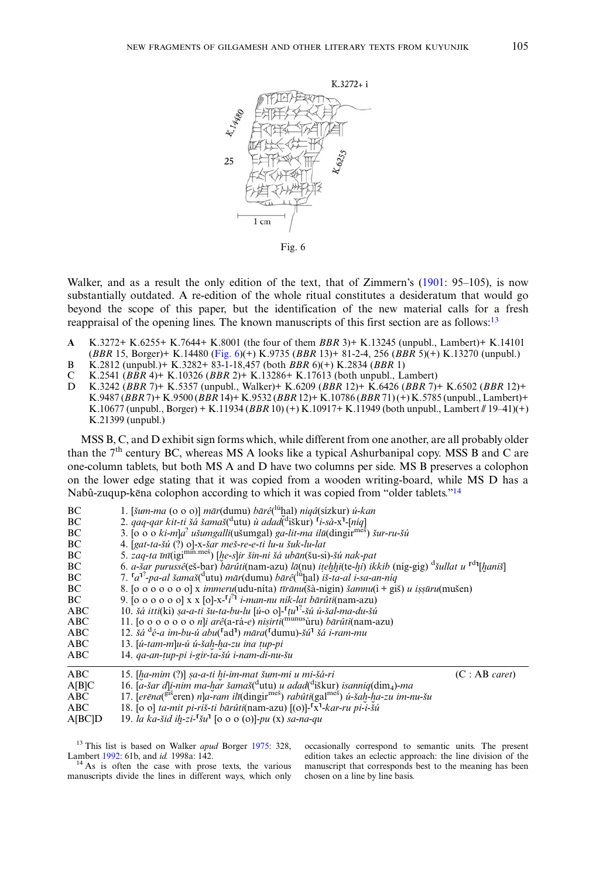Fig. 6

Walker, and as a result the only edition of the text, that of Zimmern's (1901: 95–105), is now substantially outdated. A re-edition of the whole ritual constitutes a desideratum that would go beyond the scope of this paper, but the identification of the new material calls for a fresh reappraisal of the opening lines. The known manuscripts of this first section are as follows:[13]

- **A** K.3272+ K.6255+ K.7644+ K.8001 (the four of them *BBR* 3)+ K.13245 (unpubl., Lambert)+ K.14101 (*BBR* 15, Borger)+ K.14480 (Fig. 6)(+) K.9735 (*BBR* 13)+ 81-2-4, 256 (*BBR* 5)(+) K.13270 (unpubl.)
- **B** K.2812 (unpubl.)+ K.3282+ 83-1-18,457 (both *BBR* 6)(+) K.2834 (*BBR* 1)
- **C** K.2541 (*BBR* 4)+ K.10326 (*BBR* 2)+ K.13286+ K.17613 (both unpubl., Lambert)
- **D** K.3242 (*BBR* 7)+ K.5357 (unpubl., Walker)+ K.6209 (*BBR* 12)+ K.6426 (*BBR* 7)+ K.6502 (*BBR* 12)+ K.9487 (*BBR* 7)+ K.9500 (*BBR* 14)+ K.9532 (*BBR* 12)+ K.10786 (*BBR* 71) (+) K.5785 (unpubl., Lambert)+ K.10677 (unpubl., Borger) + K.11934 (*BBR* 10) (+) K.10917+ K.11949 (both unpubl., Lambert // 19–41)(+) K.21399 (unpubl.)

MSS B, C, and D exhibit sign forms which, while different from one another, are all probably older than the 7[th] century BC, whereas MS A looks like a typical Ashurbanipal copy. MSS B and C are one-column tablets, but both MS A and D have two columns per side. MS B preserves a colophon on the lower edge stating that it was copied from a wooden writing-board, while MS D has a Nabû-zuqup-kēna colophon according to which it was copied from "older tablets."[14]

| | |
|---|---|
| BC | 1. [*šum-ma* (o o o)] *mār*(dumu) *bārê*([lú]hal) *niqâ*(sízkur) *ú-kan* |
| BC | 2. *qaq-qar kit-ti šá šamaš*([d]utu) *ù adad*([d]iškur) ⌜*i-sà*-x⌝-[*níq*] |
| BC | 3. [o o o *ki-m*]*a*[?] *ušumgalli*(ušumgal) *ga-lit-ma ilū*(dingir[meš]) *šur-ru-šú* |
| BC | 4. [*gat-ta-šú* (?) o]-x-*šar meš-re-e-ti lu-u šuk-lu-lat* |
| BC | 5. *zaq-ta īnī*(igi[min.meš]) [*ḫe-s*]*ir šin-ni šá ubān*(šu-si)-*šú nak-pat* |
| BC | 6. *a-šar purussê*(eš-bar) *bārûti*(nam-azu) *lā*(nu) *iteḫḫi*(te-*ḫi*) *ikkib* (níg-gig) [d]*šullat u* ⌜[d]⌝[*ḫaniš*] |
| BC | 7. ⌜*a*⌝[?]*-pa-al šamaš*([d]utu) *mār*(dumu) *bārê*([lú]ḫal) *iš-ta-al i-sa-an-níq* |
| BC | 8. [o o o o o o o] x *immeru*(udu-níta) *tīrānu*(šà-nigin) *šamnu*(ì + giš) *u iṣṣūru*(mušen) |
| BC | 9. [o o o o o o] x x [o]-x-⌜*i*[?]⌝ *i-man-nu nik-lat bārûti*(nam-azu) |
| ABC | 10. *šá itti*(ki) *ṣa-a-ti šu-ta-bu-lu* [*ú*-o o]-⌜*tu*⌝[?]-*šú ú-šal-ma-du-šú* |
| ABC | 11. [o o o o o o o *n*]*i arê*(a-rá-*e*) *niṣirti*([munus]ùru) *bārûti*(nam-azu) |
| ABC | 12. *šá* [d]*é-a im-bu-ú abu*(⌜ad⌝) *māra*(⌜dumu)-*šú*⌝ *šá i-ram-mu* |
| ABC | 13. [*ú-tam-m*]*u-ú ú-šaḫ-ḫa-zu ina ṭup-pi* |
| ABC | 14. *qa-an-ṭup-pi i-gir-ta-šú i-nam-di-nu-šu* |
| ABC | 15. [*ḫa-mim* (?)] *ṣa-a-ti ḫi-im-mat šum-mi u mi-šá-ri* (C : AB *caret*) |
| A[B]C | 16. [*a-šar d*]*i-nim ma-ḫar šamaš*([d]utu) *u adad*([d]iškur) *isanniq*(dim₄)-*ma* |
| ABC | 17. [*erēna*([giš]eren) *n*]*a-ram ilī*(dingir[meš]) *rabûti*(gal[meš]) *ú-šaḫ-ḫa-zu im-nu-šu* |
| ABC | 18. [o o] *ta-mit pi-riš-ti bārûti*(nam-azu) [(o)]-⌜x⌝-*kar-ru pi-i-šú* |
| A[BC]D | 19. *la ka-šid iḫ-zi*-⌜*šu*⌝ [o o o (o)]-*pu* (x) *sa-na-qu* |

[13] This list is based on Walker *apud* Borger 1975: 328, Lambert 1992: 61b, and *id.* 1998a: 142.

[14] As is often the case with prose texts, the various manuscripts divide the lines in different ways, which only occasionally correspond to semantic units. The present edition takes an eclectic approach: the line division of the manuscript that corresponds best to the meaning has been chosen on a line by line basis.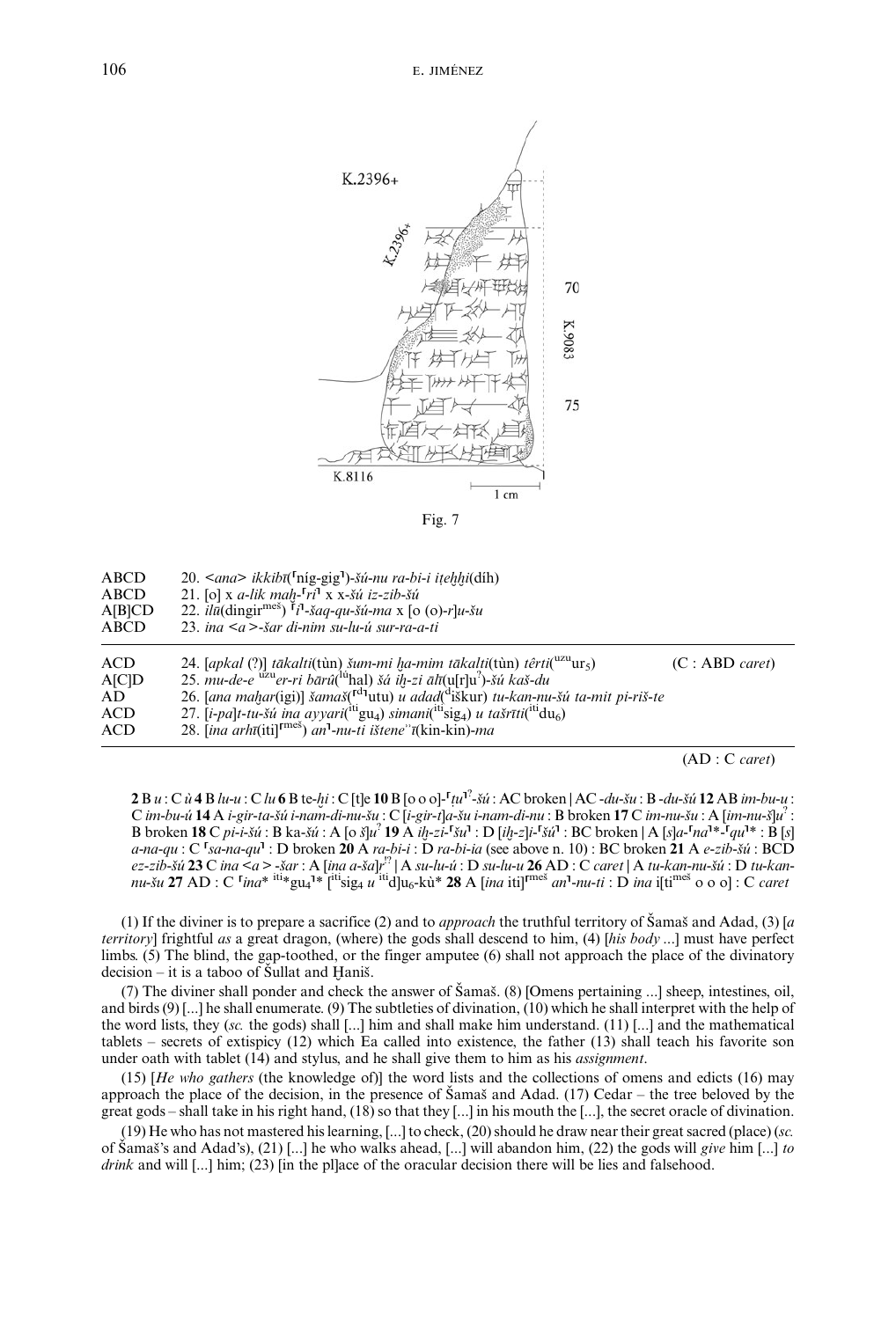Fig. 7

| | | |
|---|---|---|
| ABCD | 20. <*ana*> *ikkibī*(⌜níg-gig⌝)-*šú-nu ra-bi-i iṭeḫḫi*(díḫ) | |
| ABCD | 21. [o] x *a-lik maḫ-*⌜*ri*⌝ x x-*šú iz-zib-šú* | |
| A[B]CD | 22. *ilū*(dingir$^{meš}$) ⌜*i*⌝-*šaq-qu-šú-ma* x [o (o)-*r*]*u-šu* | |
| ABCD | 23. *ina* <*a*>-*šar di-nim su-lu-ú sur-ra-a-ti* | |
| ACD | 24. [*apkal* (?)] *tākalti*(tùn) *šum-mi ḫa-mim tākalti*(tùn) *têrti*($^{uzu}$ur$_5$) | (C : ABD *caret*) |
| A[C]D | 25. *mu-de-e* $^{uzu}$*er-ri bārû*($^{lú}$ḫal) *šá iḫ-zi ālī*(u[r]u$^?$)-*šú kaš-du* | |
| AD | 26. [*ana maḫar*(igi)] *šamaš*(⌜d⌝utu) *u adad*($^{d}$iškur) *tu-kan-nu-šú ta-mit pi-riš-te* | |
| ACD | 27. [*i-pa*]*t-tu-šú ina ayyari*($^{iti}$gu$_4$) *simani*($^{iti}$sig$_4$) *u tašrīti*($^{iti}$du$_6$) | |
| ACD | 28. [*ina arḫī*(iti]⌜meš⌝) *an*⌝*-nu-ti ištene'ī*(kin-kin)-*ma* | |
| | | (AD : C *caret*) |

**2** B *u* : C *ù* **4** B *lu-u* : C *lu* **6** B te-*ḫi* : C [t]e **10** B [o o o]-⌜*ṭu*⌝$^{!?}$-*šú* : AC broken | AC -*du-šu* : B -*du-šú* **12** AB *im-bu-u* : C *im-bu-ú* **14** A *i-gir-ta-šú i-nam-di-nu-šu* : C [*i-gir-t*]*a-šu i-nam-di-nu* : B broken **17** C *im-nu-šu* : A [*im-nu-š*]*u*$^?$ : B broken **18** C *pi-i-šú* : B ka-*šú* : A [o *š*]*u*$^?$ **19** A *iḫ-zi-*⌜*šu*⌝ : D [*iḫ-z*]*i-*⌜*šú*⌝ : BC broken | A [*s*]*a-*⌜*na*⌝\*-⌜*qu*⌝\* : B [*s*] *a-na-qu* : C ⌜*sa-na-qu*⌝ : D broken **20** A *ra-bi-i* : D *ra-bi-ia* (see above n. 10) : BC broken **21** A *e-zib-šú* : BCD *ez-zib-šú* **23** C *ina* <*a*> -*šar* : A [*ina a-ša*]*r*$^{!?}$ | A *su-lu-ú* : D *su-lu-u* **26** AD : C *caret* | A *tu-kan-nu-šú* : D *tu-kan-nu-šu* **27** AD : C ⌜*ina*\* $^{iti}$\*gu$_4$⌝\* [$^{iti}$sig$_4$ *u* $^{iti}$d]u$_6$-kù\* **28** A [*ina* iti]⌜meš⌝ *an*⌝*-nu-ti* : D *ina* i[ti$^{meš}$ o o o] : C *caret*

(1) If the diviner is to prepare a sacrifice (2) and to *approach* the truthful territory of Šamaš and Adad, (3) [*a territory*] frightful *as* a great dragon, (where) the gods shall descend to him, (4) [*his body* ...] must have perfect limbs. (5) The blind, the gap-toothed, or the finger amputee (6) shall not approach the place of the divinatory decision – it is a taboo of Šullat and Ḫaniš.

(7) The diviner shall ponder and check the answer of Šamaš. (8) [Omens pertaining ...] sheep, intestines, oil, and birds (9) [...] he shall enumerate. (9) The subtleties of divination, (10) which he shall interpret with the help of the word lists, they (*sc.* the gods) shall [...] him and shall make him understand. (11) [...] and the mathematical tablets – secrets of extispicy (12) which Ea called into existence, the father (13) shall teach his favorite son under oath with tablet (14) and stylus, and he shall give them to him as his *assignment*.

(15) [*He who gathers* (the knowledge of)] the word lists and the collections of omens and edicts (16) may approach the place of the decision, in the presence of Šamaš and Adad. (17) Cedar – the tree beloved by the great gods – shall take in his right hand, (18) so that they [...] in his mouth the [...], the secret oracle of divination.

(19) He who has not mastered his learning, [...] to check, (20) should he draw near their great sacred (place) (*sc.* of Šamaš's and Adad's), (21) [...] he who walks ahead, [...] will abandon him, (22) the gods will *give* him [...] *to drink* and will [...] him; (23) [in the pl]ace of the oracular decision there will be lies and falsehood.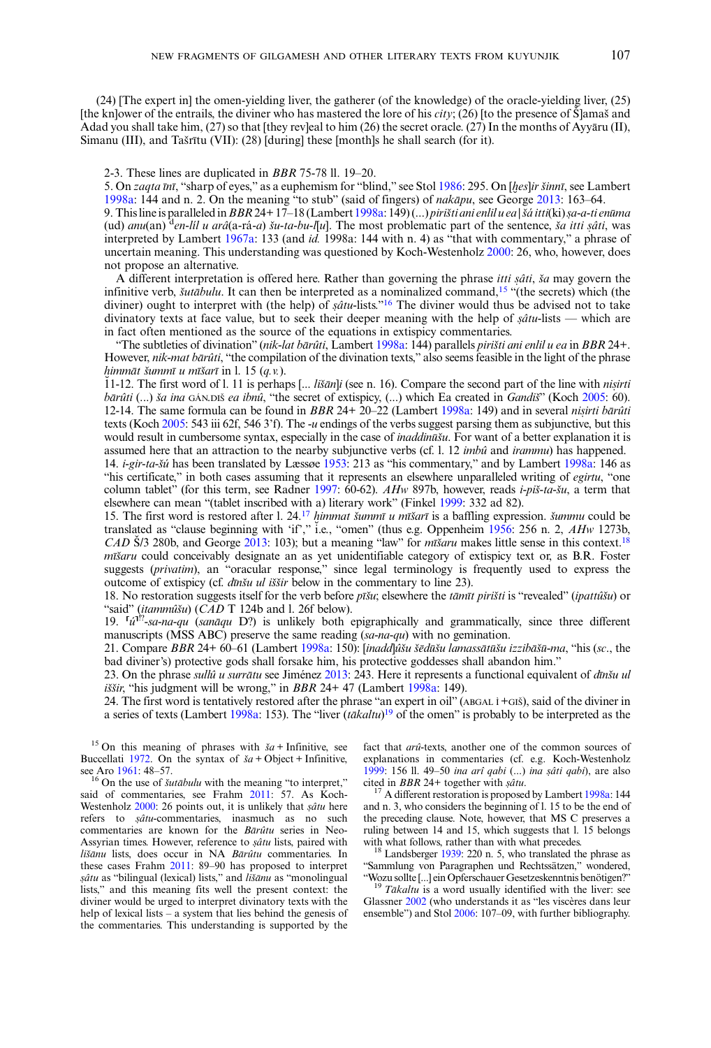(24) [The expert in] the omen-yielding liver, the gatherer (of the knowledge) of the oracle-yielding liver, (25) [the kn]ower of the entrails, the diviner who has mastered the lore of his *city*; (26) [to the presence of Š]amaš and Adad you shall take him, (27) so that [they rev]eal to him (26) the secret oracle. (27) In the months of Ayyāru (II), Simanu (III), and Tašrītu (VII): (28) [during] these [month]s he shall search (for it).

2-3. These lines are duplicated in *BBR* 75-78 ll. 19–20.

5. On *zaqta īnī*, "sharp of eyes," as a euphemism for "blind," see Stol 1986: 295. On [*ḫes*]*ir šinnī*, see Lambert 1998a: 144 and n. 2. On the meaning "to stub" (said of fingers) of *nakāpu*, see George 2013: 163–64.

9. This line is paralleled in *BBR* 24+ 17–18 (Lambert 1998a: 149) (...) *pirišti ani enlil u ea* | *šá itti*(ki) *ṣa-a-ti enūma* (ud) *anu*(an) ᵈ*en-líl u arâ*(a-rá-*a*) *šu-ta-bu-l*[*u*]. The most problematic part of the sentence, *ša itti ṣâti*, was interpreted by Lambert 1967a: 133 (and *id.* 1998a: 144 with n. 4) as "that with commentary," a phrase of uncertain meaning. This understanding was questioned by Koch-Westenholz 2000: 26, who, however, does not propose an alternative.

A different interpretation is offered here. Rather than governing the phrase *itti ṣâti*, *ša* may govern the infinitive verb, *šutābulu*. It can then be interpreted as a nominalized command,[15] "(the secrets) which (the diviner) ought to interpret with (the help) of *ṣâtu*-lists."[16] The diviner would thus be advised not to take divinatory texts at face value, but to seek their deeper meaning with the help of *ṣâtu*-lists — which are in fact often mentioned as the source of the equations in extispicy commentaries.

"The subtleties of divination" (*nik-lat bārûti*, Lambert 1998a: 144) parallels *pirišti ani enlil u ea* in *BBR* 24+. However, *nik-mat bārûti*, "the compilation of the divination texts," also seems feasible in the light of the phrase *ḫimmāt šummī u mīšarī* in l. 15 (*q.v.*).

11-12. The first word of l. 11 is perhaps [... *lišān*]*i* (see n. 16). Compare the second part of the line with *niṣirti bārûti* (...) *ša ina* GÁN.DIŠ *ea ibnû*, "the secret of extispicy, (...) which Ea created in *Gandiš*" (Koch 2005: 60).

12-14. The same formula can be found in *BBR* 24+ 20–22 (Lambert 1998a: 149) and in several *niṣirti bārûti* texts (Koch 2005: 543 iii 62f, 546 3'f). The *-u* endings of the verbs suggest parsing them as subjunctive, but this would result in cumbersome syntax, especially in the case of *inaddinūšu*. For want of a better explanation it is assumed here that an attraction to the nearby subjunctive verbs (cf. l. 12 *imbû* and *irammu*) has happened.

14. *i-gir-ta-šú* has been translated by Læssøe 1953: 213 as "his commentary," and by Lambert 1998a: 146 as "his certificate," in both cases assuming that it represents an elsewhere unparalleled writing of *egirtu*, "one column tablet" (for this term, see Radner 1997: 60-62). *AHw* 897b, however, reads *i-piš-ta-šu*, a term that elsewhere can mean "(tablet inscribed with a) literary work" (Finkel 1999: 332 ad 82).

15. The first word is restored after l. 24.[17] *ḫimmat šummī u mīšarī* is a baffling expression. *šummu* could be translated as "clause beginning with 'if'," i.e., "omen" (thus e.g. Oppenheim 1956: 256 n. 2, *AHw* 1273b, *CAD* Š/3 280b, and George 2013: 103); but a meaning "law" for *mīšaru* makes little sense in this context.[18] *mīšaru* could conceivably designate an as yet unidentifiable category of extispicy text or, as B.R. Foster suggests (*privatim*), an "oracular response," since legal terminology is frequently used to express the outcome of extispicy (cf. *dīnšu ul iššir* below in the commentary to line 23).

18. No restoration suggests itself for the verb before *pīšu*; elsewhere the *tāmīt pirišti* is "revealed" (*ipattûšu*) or "said" (*itammûšu*) (*CAD* T 124b and l. 26f below).

19. ⌜*ú*⌝!?-*sa-na-qu* (*sanāqu* D?) is unlikely both epigraphically and grammatically, since three different manuscripts (MSS ABC) preserve the same reading (*sa-na-qu*) with no gemination.

21. Compare *BBR* 24+ 60–61 (Lambert 1998a: 150): [*inadd*]*ûšu šēdūšu lamassātūšu izzibāšū-ma*, "his (*sc.*, the bad diviner's) protective gods shall forsake him, his protective goddesses shall abandon him."

23. On the phrase *sullû u surrātu* see Jiménez 2013: 243. Here it represents a functional equivalent of *dīnšu ul iššir*, "his judgment will be wrong," in *BBR* 24+ 47 (Lambert 1998a: 149).

24. The first word is tentatively restored after the phrase "an expert in oil" (ABGAL Ì+GIŠ), said of the diviner in a series of texts (Lambert 1998a: 153). The "liver (*tākaltu*)[19] of the omen" is probably to be interpreted as the

---

[15] On this meaning of phrases with *ša* + Infinitive, see Buccellati 1972. On the syntax of *ša* + Object + Infinitive, see Aro 1961: 48–57.

[16] On the use of *šutābulu* with the meaning "to interpret," said of commentaries, see Frahm 2011: 57. As Koch-Westenholz 2000: 26 points out, it is unlikely that *ṣâtu* here refers to *ṣâtu*-commentaries, inasmuch as no such commentaries are known for the *Bārûtu* series in Neo-Assyrian times. However, reference to *ṣâtu* lists, paired with *lišānu* lists, does occur in NA *Bārûtu* commentaries. In these cases Frahm 2011: 89–90 has proposed to interpret *ṣâtu* as "bilingual (lexical) lists," and *lišānu* as "monolingual lists," and this meaning fits well the present context: the diviner would be urged to interpret divinatory texts with the help of lexical lists – a system that lies behind the genesis of the commentaries. This understanding is supported by the fact that *arû*-texts, another one of the common sources of explanations in commentaries (cf. e.g. Koch-Westenholz 1999: 156 ll. 49–50 *ina arî qabi* (...) *ina ṣâti qabi*), are also cited in *BBR* 24+ together with *ṣâtu*.

[17] A different restoration is proposed by Lambert 1998a: 144 and n. 3, who considers the beginning of l. 15 to be the end of the preceding clause. Note, however, that MS C preserves a ruling between 14 and 15, which suggests that l. 15 belongs with what follows, rather than with what precedes.

[18] Landsberger 1939: 220 n. 5, who translated the phrase as "Sammlung von Paragraphen und Rechtssätzen," wondered, "Wozu sollte [...] ein Opferschauer Gesetzeskenntnis benötigen?"

[19] *Tākaltu* is a word usually identified with the liver: see Glassner 2002 (who understands it as "les viscères dans leur ensemble") and Stol 2006: 107–09, with further bibliography.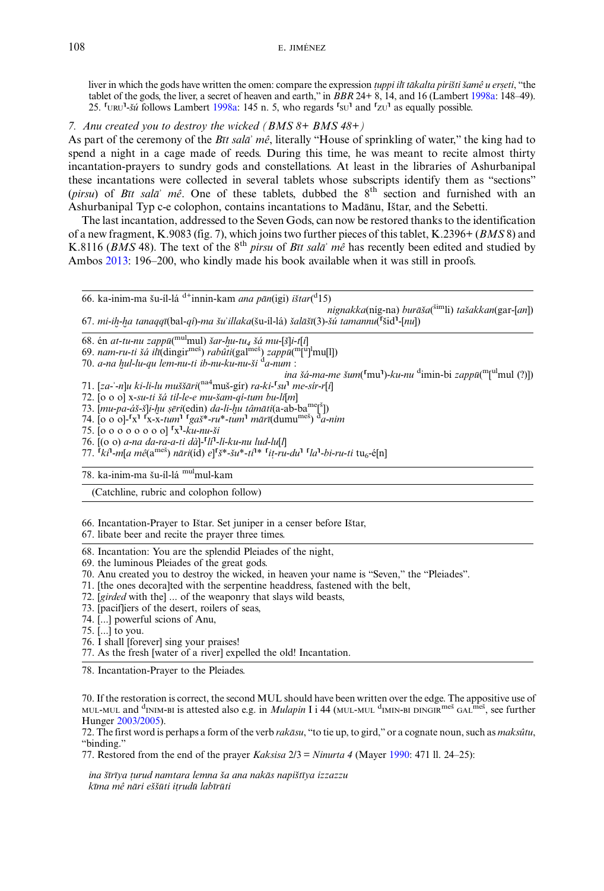liver in which the gods have written the omen: compare the expression *ṭuppi ilī tākalta pirišti šamê u erṣeti*, "the tablet of the gods, the liver, a secret of heaven and earth," in *BBR* 24+ 8, 14, and 16 (Lambert 1998a: 148–49).
25. ⸢URU⸣-*šú* follows Lambert 1998a: 145 n. 5, who regards ⸢SU⸣ and ⸢ZU⸣ as equally possible.

### 7. *Anu created you to destroy the wicked (BMS 8+ BMS 48+)*

As part of the ceremony of the *Bīt salāʾ mê*, literally "House of sprinkling of water," the king had to spend a night in a cage made of reeds. During this time, he was meant to recite almost thirty incantation-prayers to sundry gods and constellations. At least in the libraries of Ashurbanipal these incantations were collected in several tablets whose subscripts identify them as "sections" (*pirsu*) of *Bīt salāʾ mê*. One of these tablets, dubbed the 8th section and furnished with an Ashurbanipal Typ c-e colophon, contains incantations to Madānu, Ištar, and the Sebetti.

The last incantation, addressed to the Seven Gods, can now be restored thanks to the identification of a new fragment, K.9083 (fig. 7), which joins two further pieces of this tablet, K.2396+ (*BMS* 8) and K.8116 (*BMS* 48). The text of the 8th *pirsu* of *Bīt salāʾ mê* has recently been edited and studied by Ambos 2013: 196–200, who kindly made his book available when it was still in proofs.

---

66. ka-inim-ma šu-íl-lá ${}^{\text{d+}}$innin-kam *ana pān*(igi) *ištar*(${}^{\text{d}}$15)
*nignakka*(níg-na) *burāša*(${}^{\text{šim}}$li) *tašakkan*(gar-[*an*])
67. *mi-iḫ-ḫa tanaqqī*(bal-*qí*)-*ma šuʾillaka*(šu-íl-lá) *šalāšī*(3)-*šú tamannu*(⸢šid⸣-[*nu*])

---

68. én *at-tu-nu zappū*(${}^{\text{mul}}$mul) *šar-ḫu-tu₄ šá mu-*[*š*]*i-t*[*i*]
69. *nam-ru-ti šá ilī*(dingir${}^{\text{meš}}$) *rabûti*(gal${}^{\text{meš}}$) *zappū*(${}^{\text{m}}$[${}^{\text{u}}$]${}^{\text{l}}$mu[l])
70. *a-na ḫul-lu-qu lem-nu-ti ib-nu-ku-nu-ši* ${}^{\text{d}}$*a-num* :
*ina šá-ma-me šum*(⸢mu⸣)-*ku-nu* ${}^{\text{d}}$imin-bi *zappū*(${}^{\text{m}}$[${}^{\text{ul}}$mul (?)])
71. [*za-ʾ-n*]*u ki-li-lu muššāri*(${}^{\text{na4}}$muš-gír) *ra-ki-*⸢*su*⸣ *me-sir-r*[*i*]
72. [o o o] x-*su-ti šá til-le-e mu-šam-qí-tum bu-li*[*m*]
73. [*mu-pa-áš-š*]*i-ḫu ṣēri*(edin) *da-li-ḫu tâmāti*(a-ab-ba${}^{\text{me}}$[${}^{\text{š}}$])
74. [o o o]-⸢x⸣ ⸢x-x-*tum*⸣ ⸢*gaš*\*-*ru*\*-*tum*⸣ *mārī*(dumu${}^{\text{meš}}$) ${}^{\text{d}}$*a-nim*
75. [o o o o o o o o] ⸢x⸣-*ku-nu-ši*
76. [(o o) *a-na da-ra-a-ti dà*]-⸢*lí*⸣-*li-ku-nu lud-lu*[*l*]
77. ⸢*ki*⸣-*m*[*a mê*(a${}^{\text{meš}}$) *nāri*(íd) *e*]⸢*š*\*-*šu*\*-*ti*⸣\* ⸢*iṭ-ru-du*⸣ ⸢*la*⸣-*bi-ru-ti* tu₆-é[n]

---

78. ka-inim-ma šu-íl-lá ${}^{\text{mul}}$mul-kam

(Catchline, rubric and colophon follow)

---

66. Incantation-Prayer to Ištar. Set juniper in a censer before Ištar,
67. libate beer and recite the prayer three times.

---

68. Incantation: You are the splendid Pleiades of the night,
69. the luminous Pleiades of the great gods.
70. Anu created you to destroy the wicked, in heaven your name is "Seven," the "Pleiades".
71. [the ones decora]ted with the serpentine headdress, fastened with the belt,
72. [*girded* with the] ... of the weaponry that slays wild beasts,
73. [pacif]iers of the desert, roilers of seas,
74. [...] powerful scions of Anu,
75. [...] to you.
76. I shall [forever] sing your praises!
77. As the fresh [water of a river] expelled the old! Incantation.

---

78. Incantation-Prayer to the Pleiades.

70. If the restoration is correct, the second MUL should have been written over the edge. The appositive use of MUL-MUL and ${}^{\text{d}}$INIM-BI is attested also e.g. in *Mulapin* I i 44 (MUL-MUL ${}^{\text{d}}$IMIN-BI DINGIR${}^{\text{meš}}$ GAL${}^{\text{meš}}$, see further Hunger 2003/2005).
72. The first word is perhaps a form of the verb *rakāsu*, "to tie up, to gird," or a cognate noun, such as *maksûtu*, "binding."
77. Restored from the end of the prayer *Kaksisa* 2/3 = *Ninurta 4* (Mayer 1990: 471 ll. 24–25):

*ina šīrīya ṭurud namtara lemna ša ana nakās napištīya izzazzu*
*kīma mê nāri eššūti iṭrudū labīrūti*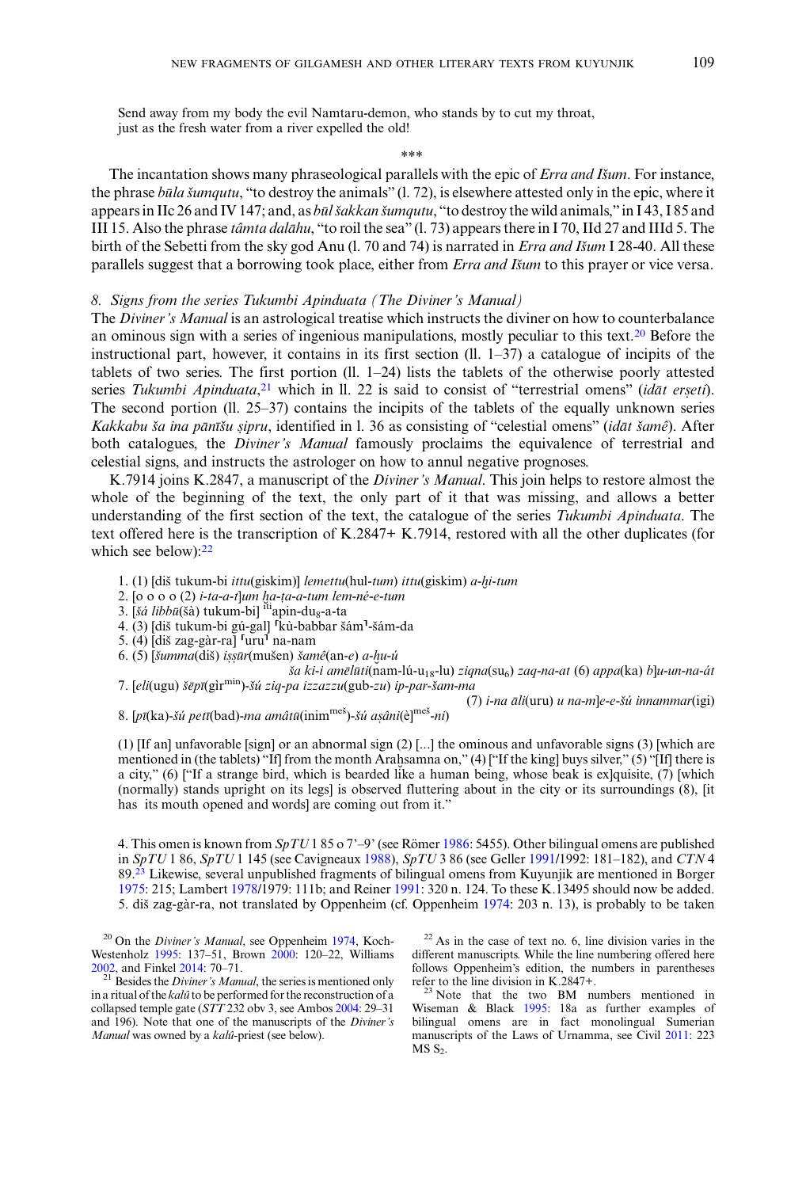Send away from my body the evil Namtaru-demon, who stands by to cut my throat,
just as the fresh water from a river expelled the old!

\*\*\*

The incantation shows many phraseological parallels with the epic of *Erra and Išum*. For instance, the phrase *būla šumqutu*, "to destroy the animals" (l. 72), is elsewhere attested only in the epic, where it appears in IIc 26 and IV 147; and, as *būl šakkan šumqutu*, "to destroy the wild animals," in I 43, I 85 and III 15. Also the phrase *tâmta dalāhu*, "to roil the sea" (l. 73) appears there in I 70, IId 27 and IIId 5. The birth of the Sebetti from the sky god Anu (l. 70 and 74) is narrated in *Erra and Išum* I 28-40. All these parallels suggest that a borrowing took place, either from *Erra and Išum* to this prayer or vice versa.

### 8. Signs from the series Tukumbi Apinduata (The Diviner's Manual)

The *Diviner's Manual* is an astrological treatise which instructs the diviner on how to counterbalance an ominous sign with a series of ingenious manipulations, mostly peculiar to this text.[20] Before the instructional part, however, it contains in its first section (ll. 1–37) a catalogue of incipits of the tablets of two series. The first portion (ll. 1–24) lists the tablets of the otherwise poorly attested series *Tukumbi Apinduata*,[21] which in ll. 22 is said to consist of "terrestrial omens" (*idāt erṣeti*). The second portion (ll. 25–37) contains the incipits of the tablets of the equally unknown series *Kakkabu ša ina pānīšu ṣipru*, identified in l. 36 as consisting of "celestial omens" (*idāt šamê*). After both catalogues, the *Diviner's Manual* famously proclaims the equivalence of terrestrial and celestial signs, and instructs the astrologer on how to annul negative prognoses.

K.7914 joins K.2847, a manuscript of the *Diviner's Manual*. This join helps to restore almost the whole of the beginning of the text, the only part of it that was missing, and allows a better understanding of the first section of the text, the catalogue of the series *Tukumbi Apinduata*. The text offered here is the transcription of K.2847+ K.7914, restored with all the other duplicates (for which see below):[22]

1. (1) [diš tukum-bi *ittu*(giskim)] *lemettu*(hul-*tum*) *ittu*(giskim) *a-ḫi-tum*
2. [o o o o (2) *i-ta-a-t*]*um ḫa-ṭa-a-tum lem-né-e-tum*
3. [*šá libbū*(šà) tukum-bi] $^{iti}$apin-du$_8$-a-ta
4. (3) [diš tukum-bi gú-gal] ⸢kù-babbar šám⸣-šám-da
5. (4) [diš zag-gàr-ra] ⸢uru⸣ na-nam
6. (5) [*šumma*(diš) *iṣṣūr*(mušen) *šamê*(an-*e*) *a-ḫu-ú* *ša ki-i amēlūti*(nam-lú-u$_{18}$-lu) *ziqna*(su$_6$) *zaq-na-at* (6) *appa*(ka) *b*]*u-un-na-át*
7. [*eli*(ugu) *šēpī*(gìr$^{min}$)-*šú ziq-pa izzazu*(gub-*zu*) *ip-par-šam-ma* (7) *i-na āli*(uru) *u na-m*]*e-e-šú innammar*(igi)
8. [*pī*(ka)-*šú petī*(bad)-*ma amâtū*(inim$^{meš}$)-*šú aṣâni*(è]$^{meš}$-*ni*)

(1) [If an] unfavorable [sign] or an abnormal sign (2) [...] the ominous and unfavorable signs (3) [which are mentioned in (the tablets) "If] from the month Araḫsamna on," (4) ["If the king] buys silver," (5) "[If] there is a city," (6) ["If a strange bird, which is bearded like a human being, whose beak is ex]quisite, (7) [which (normally) stands upright on its legs] is observed fluttering about in the city or its surroundings (8), [it has its mouth opened and words] are coming out from it."

4. This omen is known from *SpTU* 1 85 o 7'–9' (see Römer 1986: 5455). Other bilingual omens are published in *SpTU* 1 86, *SpTU* 1 145 (see Cavigneaux 1988), *SpTU* 3 86 (see Geller 1991/1992: 181–182), and *CTN* 4 89.[23] Likewise, several unpublished fragments of bilingual omens from Kuyunjik are mentioned in Borger 1975: 215; Lambert 1978/1979: 111b; and Reiner 1991: 320 n. 124. To these K.13495 should now be added.
5. diš zag-gàr-ra, not translated by Oppenheim (cf. Oppenheim 1974: 203 n. 13), is probably to be taken

[20] On the *Diviner's Manual*, see Oppenheim 1974, Koch-Westenholz 1995: 137–51, Brown 2000: 120–22, Williams 2002, and Finkel 2014: 70–71.

[21] Besides the *Diviner's Manual*, the series is mentioned only in a ritual of the *kalû* to be performed for the reconstruction of a collapsed temple gate (*STT* 232 obv 3, see Ambos 2004: 29–31 and 196). Note that one of the manuscripts of the *Diviner's Manual* was owned by a *kalû*-priest (see below).

[22] As in the case of text no. 6, line division varies in the different manuscripts. While the line numbering offered here follows Oppenheim's edition, the numbers in parentheses refer to the line division in K.2847+.

[23] Note that the two BM numbers mentioned in Wiseman & Black 1995: 18a as further examples of bilingual omens are in fact monolingual Sumerian manuscripts of the Laws of Urnamma, see Civil 2011: 223 MS S$_2$.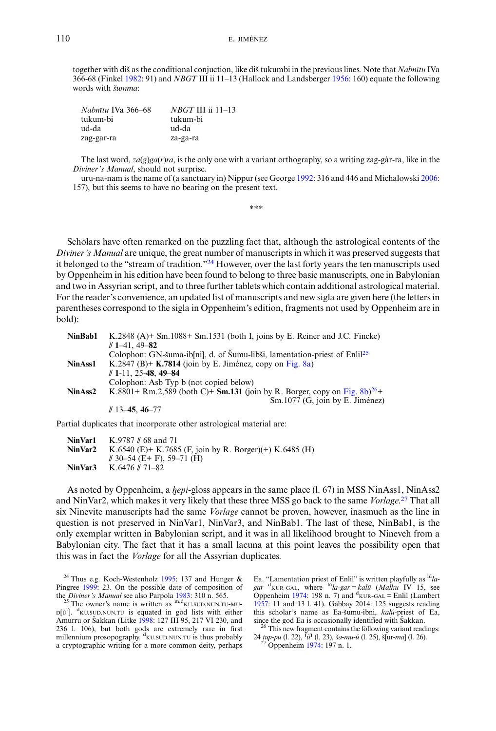together with diš as the conditional conjuction, like diš tukumbi in the previous lines. Note that *Nabnītu* IVa 366-68 (Finkel 1982: 91) and *NBGT* III ii 11–13 (Hallock and Landsberger 1956: 160) equate the following words with *šumma*:

| *Nabnītu* IVa 366–68 | *NBGT* III ii 11–13 |
|---|---|
| tukum-bi | tukum-bi |
| ud-da | ud-da |
| zag-gar-ra | za-ga-ra |

The last word, *za*(*g*)*ga*(*r*)*ra*, is the only one with a variant orthography, so a writing zag-gàr-ra, like in the *Diviner's Manual*, should not surprise.

uru-na-nam is the name of (a sanctuary in) Nippur (see George 1992: 316 and 446 and Michalowski 2006: 157), but this seems to have no bearing on the present text.

***

Scholars have often remarked on the puzzling fact that, although the astrological contents of the *Diviner's Manual* are unique, the great number of manuscripts in which it was preserved suggests that it belonged to the "stream of tradition."[24] However, over the last forty years the ten manuscripts used by Oppenheim in his edition have been found to belong to three basic manuscripts, one in Babylonian and two in Assyrian script, and to three further tablets which contain additional astrological material. For the reader's convenience, an updated list of manuscripts and new sigla are given here (the letters in parentheses correspond to the sigla in Oppenheim's edition, fragments not used by Oppenheim are in bold):

**NinBab1** K.2848 (A)+ Sm.1088+ Sm.1531 (both I, joins by E. Reiner and J.C. Fincke)
// **1**–41, 49–**82**
Colophon: GN-šuma-ib[ni], d. of Šumu-libši, lamentation-priest of Enlil[25]

**NinAss1** K.2847 (B)+ **K.7814** (join by E. Jiménez, copy on Fig. 8a)
// **1**-11, 25-**48**, **49**–**84**
Colophon: Asb Typ b (not copied below)

**NinAss2** K.8801+ Rm.2,589 (both C)+ **Sm.131** (join by R. Borger, copy on Fig. 8b)[26]+ Sm.1077 (G, join by E. Jiménez)
// 13–**45**, **46**–77

Partial duplicates that incorporate other astrological material are:

**NinVar1** K.9787 // 68 and 71
**NinVar2** K.6540 (E)+ K.7685 (F, join by R. Borger)(+) K.6485 (H)
// 30–54 (E+ F), 59–71 (H)
**NinVar3** K.6476 // 71–82

As noted by Oppenheim, a *ḫepi*-gloss appears in the same place (l. 67) in MSS NinAss1, NinAss2 and NinVar2, which makes it very likely that these three MSS go back to the same *Vorlage*.[27] That all six Ninevite manuscripts had the same *Vorlage* cannot be proven, however, inasmuch as the line in question is not preserved in NinVar1, NinVar3, and NinBab1. The last of these, NinBab1, is the only exemplar written in Babylonian script, and it was in all likelihood brought to Nineveh from a Babylonian city. The fact that it has a small lacuna at this point leaves the possibility open that this was in fact the *Vorlage* for all the Assyrian duplicates.

[24] Thus e.g. Koch-Westenholz 1995: 137 and Hunger & Pingree 1999: 23. On the possible date of composition of the *Diviner's Manual* see also Parpola 1983: 310 n. 565.

[25] The owner's name is written as m.dKU.SUD.NUN.TU-MU-D[Ù?]. dKU.SUD.NUN.TU is equated in god lists with either Amurru or Šakkan (Litke 1998: 127 III 95, 217 VI 230, and 236 l. 106), but both gods are extremely rare in first millennium prosopography. dKU.SUD.NUN.TU is thus probably a cryptographic writing for a more common deity, perhaps Ea. "Lamentation priest of Enlil" is written playfully as lú*la-gar* dKUR-GAL, where lú*la-gar* = *kalû* (*Malku* IV 15, see Oppenheim 1974: 198 n. 7) and dKUR-GAL = Enlil (Lambert 1957: 11 and 13 l. 41). Gabbay 2014: 125 suggests reading this scholar's name as Ea-šumu-ibni, *kalû*-priest of Ea, since the god Ea is occasionally identified with Šakkan.

[26] This new fragment contains the following variant readings: 24 *tup-pu* (l. 22), ⸢*ù*⸣ (l. 23), *ša-mu-ú* (l. 25), š[ur-*ma*] (l. 26).

[27] Oppenheim 1974: 197 n. 1.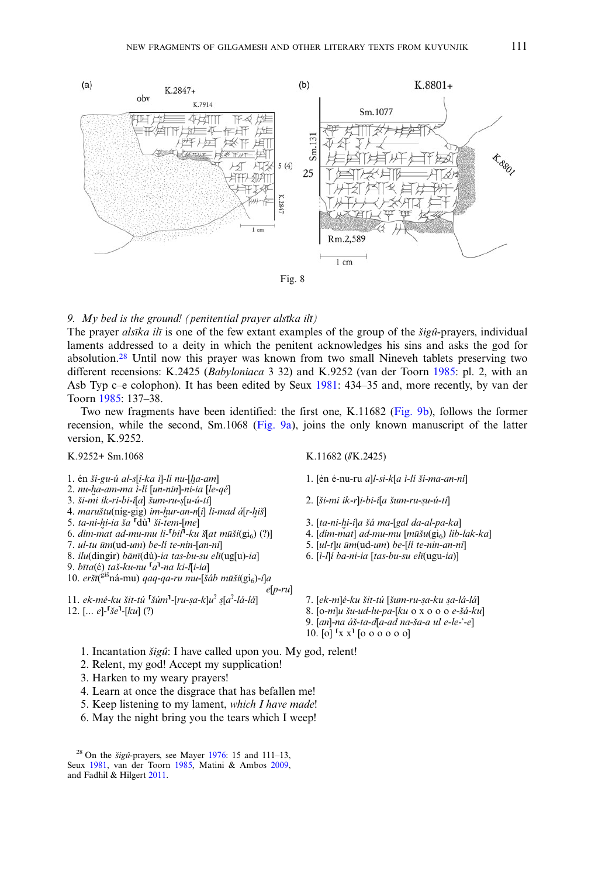Fig. 8

*9. My bed is the ground! (penitential prayer alsīka ilī)*

The prayer *alsīka ilī* is one of the few extant examples of the group of the *šigû*-prayers, individual laments addressed to a deity in which the penitent acknowledges his sins and asks the god for absolution.[28] Until now this prayer was known from two small Nineveh tablets preserving two different recensions: K.2425 (*Babyloniaca* 3 32) and K.9252 (van der Toorn 1985: pl. 2, with an Asb Typ c–e colophon). It has been edited by Seux 1981: 434–35 and, more recently, by van der Toorn 1985: 137–38.

Two new fragments have been identified: the first one, K.11682 (Fig. 9b), follows the former recension, while the second, Sm.1068 (Fig. 9a), joins the only known manuscript of the latter version, K.9252.

K.9252+ Sm.1068

1. én *ši-gu-ú al-s*[*i-ka i*]*-lí nu-*[*ḫa-am*]
2. *nu-ḫa-am-ma ì-lí* [*un-nin*]*-ni-ia* [*le-qé*]
3. *ši-mi ik-ri-bi-i*[*a*] *šum-ru-s*[*u-ú-ti*]
4. *maruštu*(níg-gig) *im-ḫur-an-n*[*i*] *li-mad á*[*r-ḫiš*]
5. *ta-ni-ḫi-ia ša* ⌜dù⌝ *ši-tem-*[*me*]
6. *dím-mat ad-mu-mu li-*⌜*bil*⌝*-ku š*[*at mūši*(gi₆) (?)]
7. *ul-tu ūm*(ud-*um*) *be-lí te-nin-*[*an-ni*]
8. *ilu*(dingir) *bānī*(dù)*-ia tas-bu-su elī*(ugu)*-ia*]
9. *bīta*(é) *taš-ku-nu* ⌜*a*⌝*-na ki-l*[*i-ia*]
10. *eršī*(^giš^ná-mu) *qaq-qa-ru mu-*[*šáb mūši*(gi₆)*-i*]*a e*[*p-ru*]
11. *ek-mé-ku šit-tú* ⌜*šúm*⌝*-*[*ru-ṣa-k*]*u*? *ṣ*[*a*?*-lá-lá*]
12. [... *e*]-⌜*še*⌝-[*ku*] (?)

K.11682 (//K.2425)

1. [én é-nu-ru *a*]*l-si-k*[*a ì-lí ši-ma-an-ni*]
2. [*ši-mi ik-r*]*i-bi-i*[*a šum-ru-ṣu-ú-ti*]
3. [*ta-ni-ḫi-i*]*a šá ma-*[*gal da-al-pa-ka*]
4. [*dím-mat*] *ad-mu-mu* [*mūšu*(gi₆) *lib-lak-ka*]
5. [*ul-t*]*u ūm*(ud-*um*) *be-*[*lí te-nin-an-ni*]
6. [*ì-l*]*í ba-ni-ia* [*tas-bu-su elī*(ugu-*ia*)]
7. [*ek-m*]*é-ku šit-tú* [*šum-ru-ṣa-ku ṣa-lá-lá*]
8. [o-*m*]*u šu-ud-lu-pa-*[*ku* o x o o o *e-šá-ku*]
9. [*an*]*-na áš-ta-d*[*a-ad na-ša-a ul e-le-ʾ-e*]
10. [o] ⌜x x⌝ [o o o o o o]

1. Incantation *šigû*: I have called upon you. My god, relent!
2. Relent, my god! Accept my supplication!
3. Harken to my weary prayers!
4. Learn at once the disgrace that has befallen me!
5. Keep listening to my lament, *which I have made*!
6. May the night bring you the tears which I weep!

[28] On the *šigû*-prayers, see Mayer 1976: 15 and 111–13, Seux 1981, van der Toorn 1985, Matini & Ambos 2009, and Fadhil & Hilgert 2011.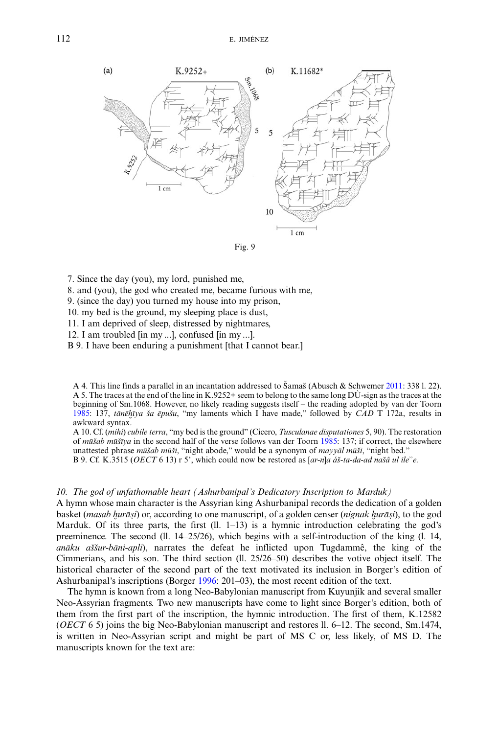Fig. 9

7. Since the day (you), my lord, punished me,
8. and (you), the god who created me, became furious with me,
9. (since the day) you turned my house into my prison,
10. my bed is the ground, my sleeping place is dust,
11. I am deprived of sleep, distressed by nightmares,
12. I am troubled [in my ...], confused [in my ...].
B 9. I have been enduring a punishment [that I cannot bear.]

A 4. This line finds a parallel in an incantation addressed to Šamaš (Abusch & Schwemer 2011: 338 l. 22).
A 5. The traces at the end of the line in K.9252+ seem to belong to the same long DÙ-sign as the traces at the beginning of Sm.1068. However, no likely reading suggests itself – the reading adopted by van der Toorn 1985: 137, *tānēḫīya ša ēpušu*, "my laments which I have made," followed by *CAD* T 172a, results in awkward syntax.
A 10. Cf. (*mihi*) *cubile terra*, "my bed is the ground" (Cicero, *Tusculanae disputationes* 5, 90). The restoration of *mūšab mūšīya* in the second half of the verse follows van der Toorn 1985: 137; if correct, the elsewhere unattested phrase *mūšab mūši*, "night abode," would be a synonym of *mayyāl mūši*, "night bed."
B 9. Cf. K.3515 (*OECT* 6 13) r 5', which could now be restored as [*ar-n*]*a áš-ta-da-ad našâ ul ile*ʾʾ*e*.

### 10. *The god of unfathomable heart (Ashurbanipal's Dedicatory Inscription to Marduk)*

A hymn whose main character is the Assyrian king Ashurbanipal records the dedication of a golden basket (*masab ḫurāṣi*) or, according to one manuscript, of a golden censer (*nignak ḫurāṣi*), to the god Marduk. Of its three parts, the first (ll. 1–13) is a hymnic introduction celebrating the god's preeminence. The second (ll. 14–25/26), which begins with a self-introduction of the king (l. 14, *anāku aššur-bāni-apli*), narrates the defeat he inflicted upon Tugdammê, the king of the Cimmerians, and his son. The third section (ll. 25/26–50) describes the votive object itself. The historical character of the second part of the text motivated its inclusion in Borger's edition of Ashurbanipal's inscriptions (Borger 1996: 201–03), the most recent edition of the text.

The hymn is known from a long Neo-Babylonian manuscript from Kuyunjik and several smaller Neo-Assyrian fragments. Two new manuscripts have come to light since Borger's edition, both of them from the first part of the inscription, the hymnic introduction. The first of them, K.12582 (*OECT* 6 5) joins the big Neo-Babylonian manuscript and restores ll. 6–12. The second, Sm.1474, is written in Neo-Assyrian script and might be part of MS C or, less likely, of MS D. The manuscripts known for the text are: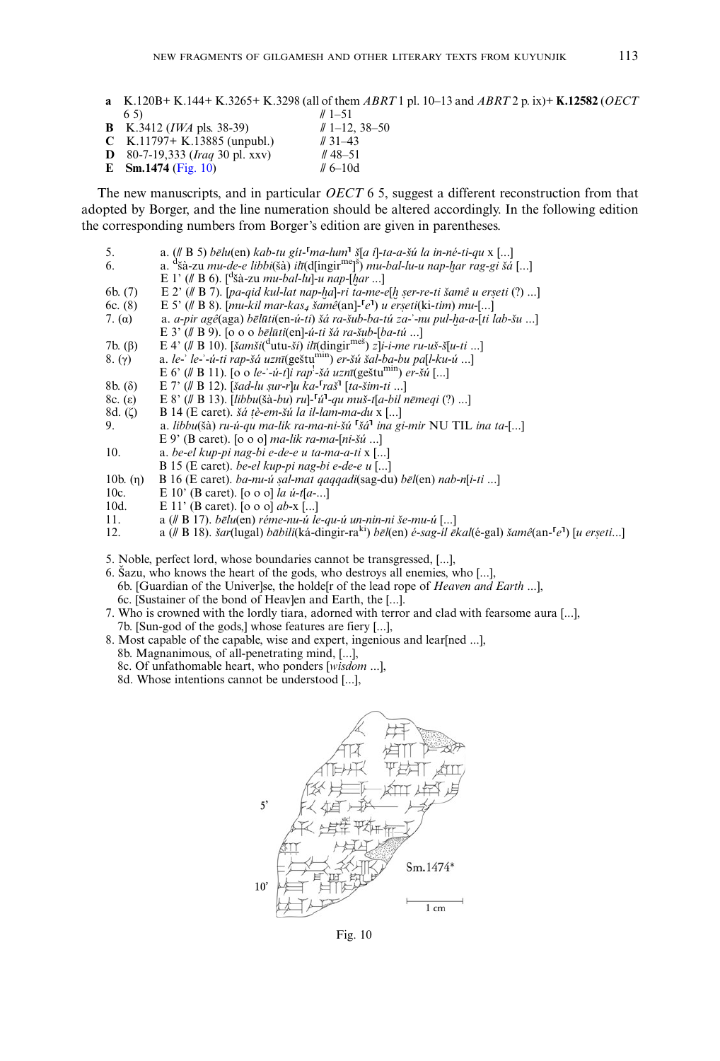**a** K.120B+ K.144+ K.3265+ K.3298 (all of them *ABRT* 1 pl. 10–13 and *ABRT* 2 p. ix)+ **K.12582** (*OECT* 6 5) // 1–51
**B** K.3412 (*IWA* pls. 38-39) // 1–12, 38–50
**C** K.11797+ K.13885 (unpubl.) // 31–43
**D** 80-7-19,333 (*Iraq* 30 pl. xxv) // 48–51
**E** **Sm.1474** (Fig. 10) // 6–10d

The new manuscripts, and in particular *OECT* 6 5, suggest a different reconstruction from that adopted by Borger, and the line numeration should be altered accordingly. In the following edition the corresponding numbers from Borger's edition are given in parentheses.

5. a. (// B 5) *bēlu*(en) *kab-tu gít-*⌜*ma-lum*⌝ *š*[*a i*]*-ta-a-šú la in-né-ti-qu* x [...]
6. a. [d]šà-zu *mu-de-e libbi*(šà) *ilī*(d[ingir[me]][š]) *mu-bal-lu-u nap-ḫar rag-gi šá* [...]
   E 1' (// B 6). [[d]šà-zu *mu-bal-lu*]*-u nap-*[*ḫar* ...]
6b. (7) E 2' (// B 7). [*pa-qid kul-lat nap-ḫa*]*-ri ta-me-e*[*ḫ ṣer-re-ti šamê u erṣeti* (?) ...]
6c. (8) E 5' (// B 8). [*mu-kil mar-kas*[4] *šamê*(an]-⌜*e*⌝) *u erṣeti*(ki-*tim*) *mu-*[...]
7. (α) a. *a-pir agê*(aga) *bēlūti*(en-*ú-ti*) *šá ra-šub-ba-tú za-ʾ-nu pul-ḫa-a-*[*ti lab-šu* ...]
   E 3' (// B 9). [o o o *bēlūti*(en]*-ú-ti šá ra-šub-*[*ba-tú* ...]
7b. (β) E 4' (// B 10). [*šamši*([d]utu-*ši*) *ilī*(dingir[meš]) *z*]*i-i-me ru-uš-š*[*u-ti* ...]
8. (γ) a. *le-ʾ le-ʾ-ú-ti rap-šá uznī*(geštu[min]) *er-šú šal-ba-bu pa*[*l-ku-ú* ...]
   E 6' (// B 11). [o o *le-ʾ-ú-t*]*i rap*[!]*-šá uznī*(geštu[min]) *er-šú* [...]
8b. (δ) E 7' (// B 12). [*šad-lu ṣur-r*]*u ka-*⌜*raš*⌝ [*ta-šim-ti* ...]
8c. (ε) E 8' (// B 13). [*libbu*(šà-*bu*) *ru*]*-*⌜*ú*⌝*-qu muš-t*[*a-bil nēmeqi* (?) ...]
8d. (ζ) B 14 (E caret). *šá ṭè-em-šú la il-lam-ma-du* x [...]
9. a. *libbu*(šà) *ru-ú-qu ma-lik ra-ma-ni-šú* ⌜*šá*⌝ *ina gi-mir* NU TIL *ina ta-*[...]
   E 9' (B caret). [o o o] *ma-lik ra-ma-*[*ni-šú* ...]
10. a. *be-el kup-pi nag-bi e-de-e u ta-ma-a-ti* x [...]
   B 15 (E caret). *be-el kup-pi nag-bi e-de-e u* [...]
10b. (η) B 16 (E caret). *ba-nu-ú ṣal-mat qaqqadi*(sag-du) *bēl*(en) *nab-n*[*i-ti* ...]
10c. E 10' (B caret). [o o o] *la ú-t*[*a-*...]
10d. E 11' (B caret). [o o o] *ab-*x [...]
11. a (// B 17). *bēlu*(en) *rēme-nu-ú le-qu-ú un-nin-ni še-mu-ú* [...]
12. a (// B 18). *šar*(lugal) *bābili*(ká-dingir-ra[ki]) *bēl*(en) *é-sag-íl ēkal*(é-gal) *šamê*(an-⌜*e*⌝) [*u erṣeti*...]

5. Noble, perfect lord, whose boundaries cannot be transgressed, [...],
6. Šazu, who knows the heart of the gods, who destroys all enemies, who [...],
   6b. [Guardian of the Univer]se, the holde[r of the lead rope of *Heaven and Earth* ...],
   6c. [Sustainer of the bond of Heav]en and Earth, the [...].
7. Who is crowned with the lordly tiara, adorned with terror and clad with fearsome aura [...],
   7b. [Sun-god of the gods,] whose features are fiery [...],
8. Most capable of the capable, wise and expert, ingenious and lear[ned ...],
   8b. Magnanimous, of all-penetrating mind, [...],
   8c. Of unfathomable heart, who ponders [*wisdom* ...],
   8d. Whose intentions cannot be understood [...],

Fig. 10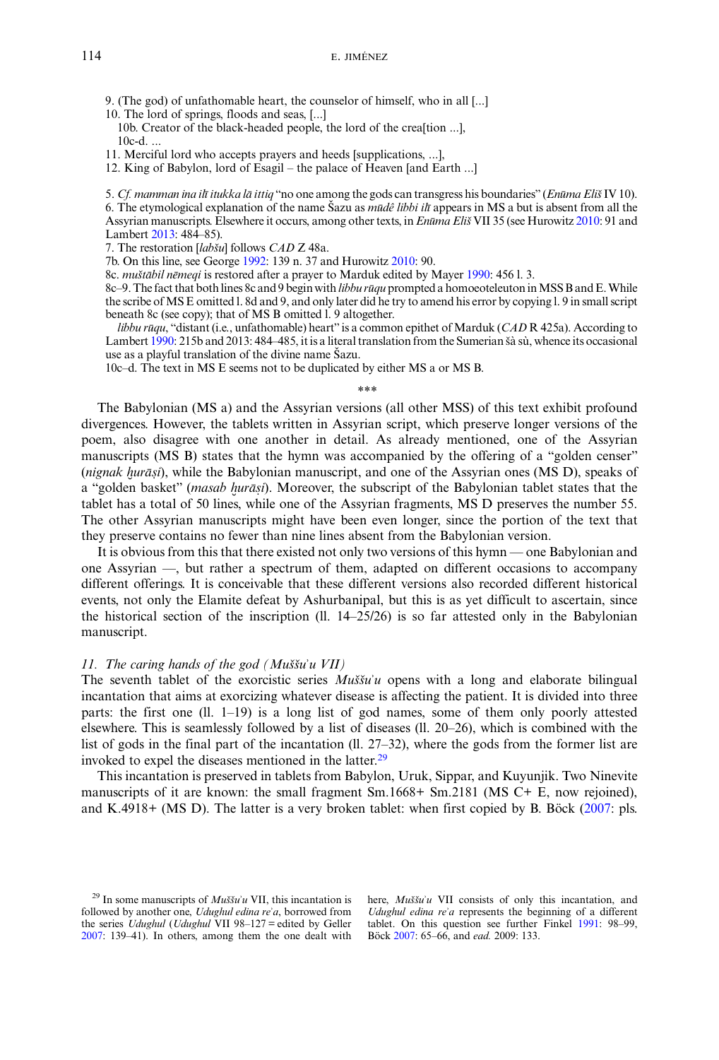9. (The god) of unfathomable heart, the counselor of himself, who in all [...]
10. The lord of springs, floods and seas, [...]
  10b. Creator of the black-headed people, the lord of the crea[tion ...],
  10c-d. ...
11. Merciful lord who accepts prayers and heeds [supplications, ...],
12. King of Babylon, lord of Esagil – the palace of Heaven [and Earth ...]

5. *Cf. mamman ina ilī itukka lā ittiq* "no one among the gods can transgress his boundaries" (*Enūma Eliš* IV 10).
6. The etymological explanation of the name Šazu as *mūdê libbi ilī* appears in MS a but is absent from all the Assyrian manuscripts. Elsewhere it occurs, among other texts, in *Enūma Eliš* VII 35 (see Hurowitz 2010: 91 and Lambert 2013: 484–85).
7. The restoration [*labšu*] follows *CAD* Z 48a.
7b. On this line, see George 1992: 139 n. 37 and Hurowitz 2010: 90.
8c. *muštābil nēmeqi* is restored after a prayer to Marduk edited by Mayer 1990: 456 l. 3.
8c–9. The fact that both lines 8c and 9 begin with *libbu rūqu* prompted a homoeoteleuton in MSS B and E. While the scribe of MS E omitted l. 8d and 9, and only later did he try to amend his error by copying l. 9 in small script beneath 8c (see copy); that of MS B omitted l. 9 altogether.
  *libbu rūqu*, "distant (i.e., unfathomable) heart" is a common epithet of Marduk (*CAD* R 425a). According to Lambert 1990: 215b and 2013: 484–485, it is a literal translation from the Sumerian šà sù, whence its occasional use as a playful translation of the divine name Šazu.
10c–d. The text in MS E seems not to be duplicated by either MS a or MS B.

\*\*\*

The Babylonian (MS a) and the Assyrian versions (all other MSS) of this text exhibit profound divergences. However, the tablets written in Assyrian script, which preserve longer versions of the poem, also disagree with one another in detail. As already mentioned, one of the Assyrian manuscripts (MS B) states that the hymn was accompanied by the offering of a "golden censer" (*nignak ḫurāṣi*), while the Babylonian manuscript, and one of the Assyrian ones (MS D), speaks of a "golden basket" (*masab ḫurāṣi*). Moreover, the subscript of the Babylonian tablet states that the tablet has a total of 50 lines, while one of the Assyrian fragments, MS D preserves the number 55. The other Assyrian manuscripts might have been even longer, since the portion of the text that they preserve contains no fewer than nine lines absent from the Babylonian version.

It is obvious from this that there existed not only two versions of this hymn — one Babylonian and one Assyrian —, but rather a spectrum of them, adapted on different occasions to accompany different offerings. It is conceivable that these different versions also recorded different historical events, not only the Elamite defeat by Ashurbanipal, but this is as yet difficult to ascertain, since the historical section of the inscription (ll. 14–25/26) is so far attested only in the Babylonian manuscript.

### *11. The caring hands of the god (Muššuʾu VII)*

The seventh tablet of the exorcistic series *Muššuʾu* opens with a long and elaborate bilingual incantation that aims at exorcizing whatever disease is affecting the patient. It is divided into three parts: the first one (ll. 1–19) is a long list of god names, some of them only poorly attested elsewhere. This is seamlessly followed by a list of diseases (ll. 20–26), which is combined with the list of gods in the final part of the incantation (ll. 27–32), where the gods from the former list are invoked to expel the diseases mentioned in the latter.[29]

This incantation is preserved in tablets from Babylon, Uruk, Sippar, and Kuyunjik. Two Ninevite manuscripts of it are known: the small fragment Sm.1668+ Sm.2181 (MS C+ E, now rejoined), and K.4918+ (MS D). The latter is a very broken tablet: when first copied by B. Böck (2007: pls.

[29] In some manuscripts of *Muššuʾu* VII, this incantation is followed by another one, *Udughul edina reʾa*, borrowed from the series *Udughul* (*Udughul* VII 98–127 = edited by Geller 2007: 139–41). In others, among them the one dealt with here, *Muššuʾu* VII consists of only this incantation, and *Udughul edina reʾa* represents the beginning of a different tablet. On this question see further Finkel 1991: 98–99, Böck 2007: 65–66, and *ead.* 2009: 133.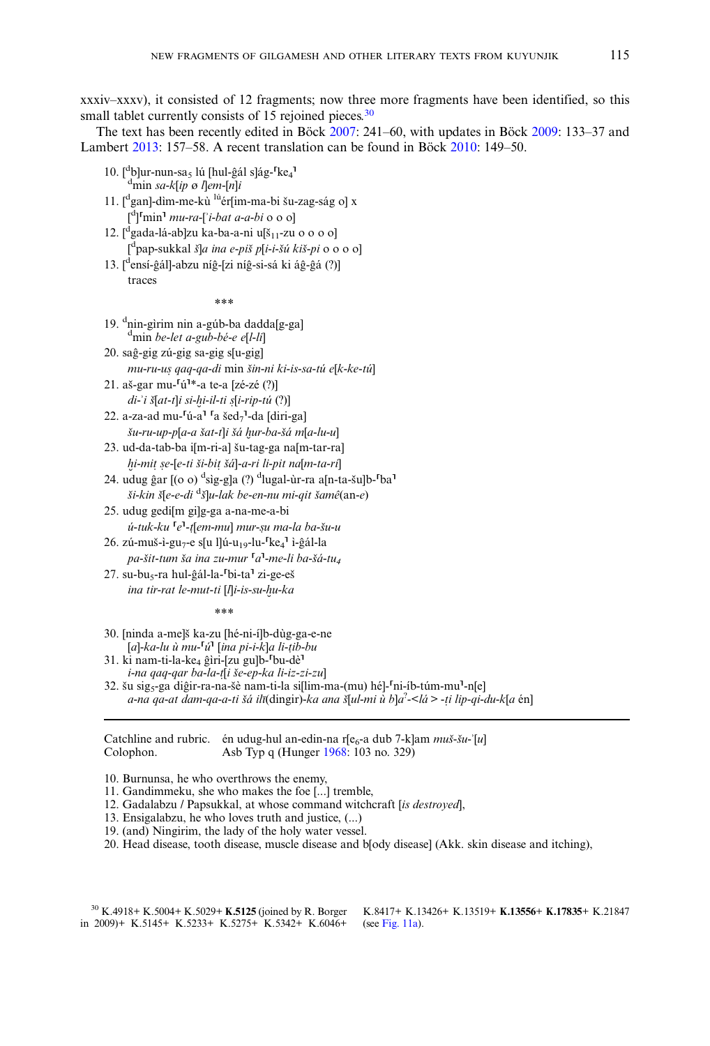xxxiv–xxxv), it consisted of 12 fragments; now three more fragments have been identified, so this small tablet currently consists of 15 rejoined pieces.[30]

The text has been recently edited in Böck 2007: 241–60, with updates in Böck 2009: 133–37 and Lambert 2013: 157–58. A recent translation can be found in Böck 2010: 149–50.

10. [$^{d}$b]ur-nun-sa$_{5}$ lú [hul-ĝál s]ág-⌈ke$_{4}$⌉
 $^{d}$min *sa-k*[*ip ø l*]*em-*[*n*]*i*

11. [$^{d}$gan]-dìm-me-kù $^{lú}$ér[im-ma-bi šu-zag-ság o] x
 [$^{d}$]⌈min⌉ *mu-ra-*[*ʾi-bat a-a-bi* o o o]

12. [$^{d}$gada-lá-ab]zu ka-ba-a-ni u[š$_{11}$-zu o o o o]
 [$^{d}$pap-sukkal *š*]*a ina e-piš p*[*i-i-šú kiš-pi* o o o o]

13. [$^{d}$ensí-ĝál]-abzu níĝ-[zi níĝ-si-sá ki áĝ-ĝá (?)]
 traces

\*\*\*

19. $^{d}$nin-gìrim nin a-gúb-ba dadda[g-ga]
 $^{d}$min *be-let a-gub-bé-e e*[*l-li*]

20. saĝ-gig zú-gig sa-gig s[u-gig]
 *mu-ru-uṣ qaq-qa-di* min *šin-ni ki-is-sa-tú e*[*k-ke-tú*]

21. aš-gar mu-⌈ú⌉*-a te-a [zé-zé (?)]
 *di-ʾi š*[*at-t*]*i si-ḫi-il-ti ṣ*[*i-rip-tú* (?)]

22. a-za-ad mu-⌈ú-a⌉ ⌈a šed$_{7}$⌉-da [diri-ga]
 *šu-ru-up-p*[*a-a šat-t*]*i šá ḫur-ba-šá m*[*a-lu-u*]

23. ud-da-tab-ba i[m-ri-a] šu-tag-ga na[m-tar-ra]
 *ḫi-miṭ ṣe-*[*e-ti ši-biṭ šá*]*-a-ri li-pit na*[*m-ta-ri*]

24. udug ĝar [(o o) $^{d}$sìg-g]a (?) $^{d}$lugal-ùr-ra a[n-ta-šu]b-⌈ba⌉
 *ši-kin š*[*e-e-di* $^{d}$*š*]*u-lak be-en-nu mi-qit šamê*(an-*e*)

25. udug gedi[m gi]g-ga a-na-me-a-bi
 *ú-tuk-ku* ⌈*e*⌉*-ṭ*[*em-mu*] *mur-ṣu ma-la ba-šu-u*

26. zú-muš-ì-gu$_{7}$-e s[u l]ú-u$_{19}$-lu-⌈ke$_{4}$⌉ ì-ĝál-la
 *pa-šit-tum ša ina zu-mur* ⌈*a*⌉*-me-li ba-šá-tu$_{4}$*

27. su-bu$_{5}$-ra hul-ĝál-la-⌈bi-ta⌉ zi-ge-eš
 *ina tir-rat le-mut-ti* [*l*]*i-is-su-ḫu-ka*

\*\*\*

30. [ninda a-me]š ka-zu [hé-ni-í]b-dùg-ga-e-ne
 [*a*]*-ka-lu ù mu-*⌈*ú*⌉ [*ina pi-i-k*]*a li-ṭib-bu*

31. ki nam-ti-la-ke$_{4}$ ĝìri-[zu gu]b-⌈bu-dè⌉
 *i-na qaq-qar ba-la-ṭ*[*i še-ep-ka li-iz-zi-zu*]

32. šu sig$_{5}$-ga diĝir-ra-na-šè nam-ti-la si[lim-ma-(mu) hé]-⌈ni-íb-túm-mu⌉-n[e]
 *a-na qa-at dam-qa-a-ti šá ilī*(dingir)*-ka ana š*[*ul-mi ù b*]*a*$^{?}$*-<lá>-ṭi lip-qi-du-k*[*a* én]

---

Catchline and rubric. én udug-hul an-edin-na r[e$_{6}$-a dub 7-k]am *muš-šu-ʾ*[*u*]
Colophon. Asb Typ q (Hunger 1968: 103 no. 329)

10. Burnunsa, he who overthrows the enemy,
11. Gandimmeku, she who makes the foe [...] tremble,
12. Gadalabzu / Papsukkal, at whose command witchcraft [*is destroyed*],
13. Ensigalabzu, he who loves truth and justice, (...)
19. (and) Ningirim, the lady of the holy water vessel.
20. Head disease, tooth disease, muscle disease and b[ody disease] (Akk. skin disease and itching),

[30] K.4918+ K.5004+ K.5029+ **K.5125** (joined by R. Borger in 2009)+ K.5145+ K.5233+ K.5275+ K.5342+ K.6046+ K.8417+ K.13426+ K.13519+ **K.13556+ K.17835+** K.21847 (see Fig. 11a).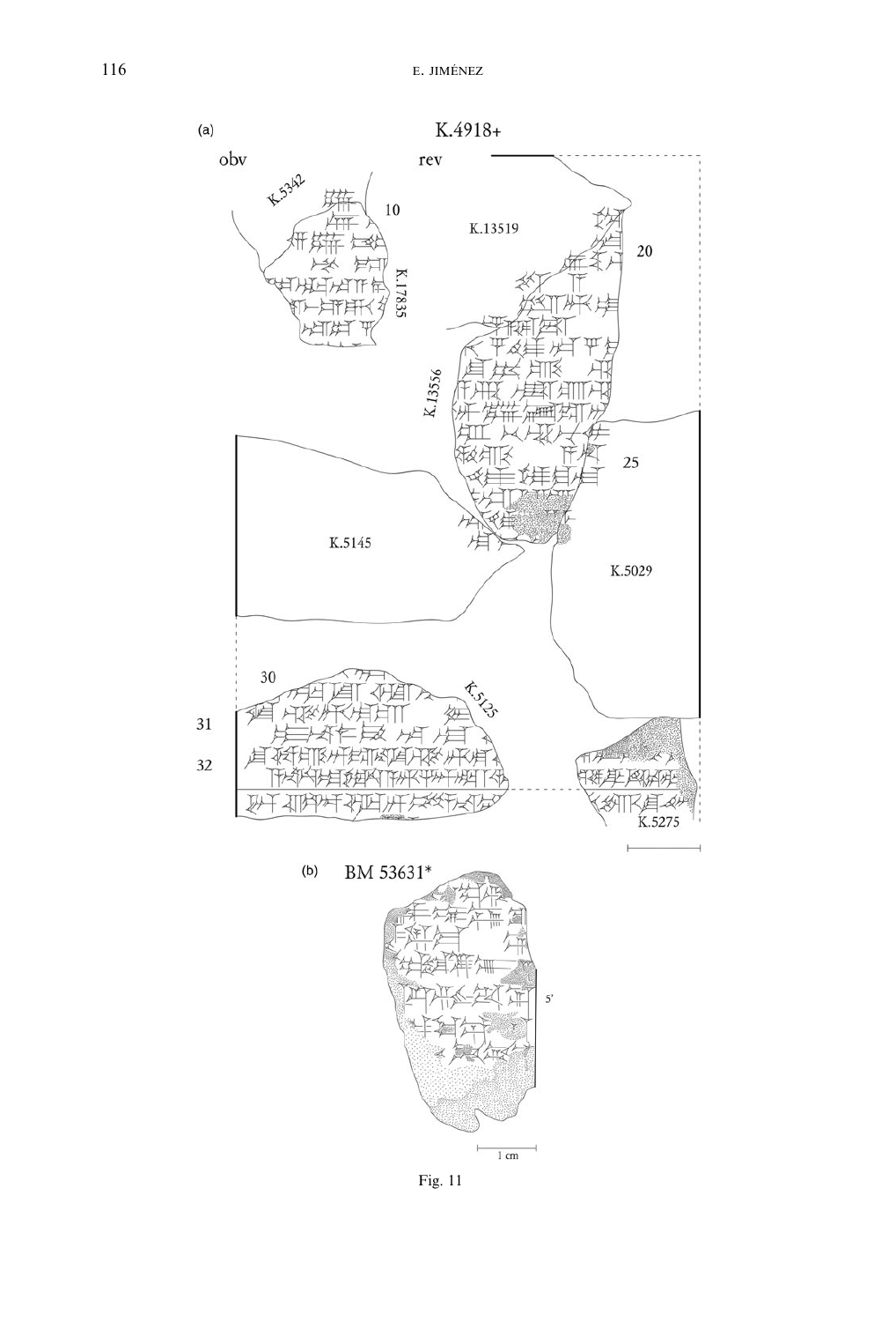(a) K.4918+

obv rev

K.5342 10 K.17835

K.13519 20

K.13556 25

K.5145 K.5029

30 K.5125

31

32

K.5275

(b) BM 53631*

5′

1 cm

Fig. 11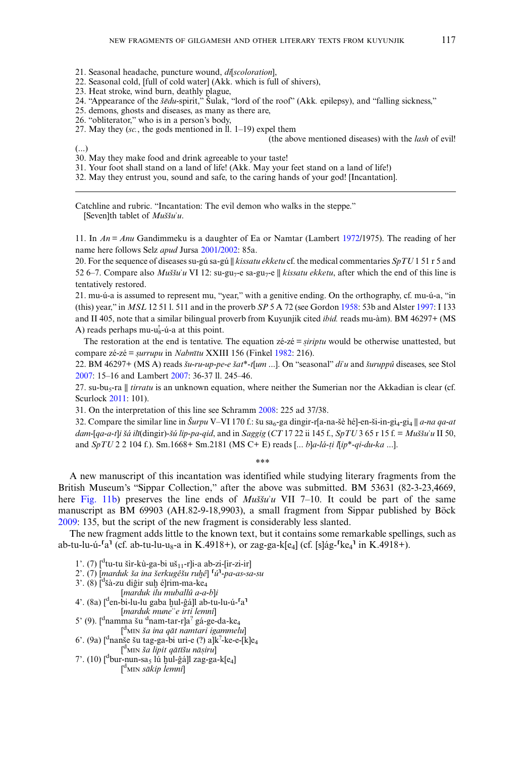21. Seasonal headache, puncture wound, *di*[*scoloration*],
22. Seasonal cold, [full of cold water] (Akk. which is full of shivers),
23. Heat stroke, wind burn, deathly plague,
24. "Appearance of the *šēdu*-spirit," Šulak, "lord of the roof" (Akk. epilepsy), and "falling sickness,"
25. demons, ghosts and diseases, as many as there are,
26. "obliterator," who is in a person's body,
27. May they (*sc.*, the gods mentioned in ll. 1–19) expel them (the above mentioned diseases) with the *lash* of evil!

(...)

30. May they make food and drink agreeable to your taste!
31. Your foot shall stand on a land of life! (Akk. May your feet stand on a land of life!)
32. May they entrust you, sound and safe, to the caring hands of your god! [Incantation].

---

Catchline and rubric. "Incantation: The evil demon who walks in the steppe."
[Seven]th tablet of *Muššuʾu*.

11. In *An* = *Anu* Gandimmeku is a daughter of Ea or Namtar (Lambert 1972/1975). The reading of her name here follows Selz *apud* Jursa 2001/2002: 85a.

20. For the sequence of diseases su-gú sa-gú ‖ *kissatu ekketu* cf. the medical commentaries *SpTU* 1 51 r 5 and 52 6–7. Compare also *Muššuʾu* VI 12: su-gu$_7$-e sa-gu$_7$-e ‖ *kissatu ekketu*, after which the end of this line is tentatively restored.

21. mu-ú-a is assumed to represent mu, "year," with a genitive ending. On the orthography, cf. mu-ú-a, "in (this) year," in *MSL* 12 51 l. 511 and in the proverb *SP* 5 A 72 (see Gordon 1958: 53b and Alster 1997: I 133 and II 405, note that a similar bilingual proverb from Kuyunjik cited *ibid.* reads mu-àm). BM 46297+ (MS A) reads perhaps mu-u$_8^!$-ú-a at this point.

The restoration at the end is tentative. The equation zé-zé = *ṣiriptu* would be otherwise unattested, but compare zé-zé = *ṣurrupu* in *Nabnītu* XXIII 156 (Finkel 1982: 216).

22. BM 46297+ (MS A) reads *šu-ru-up-pe-e šat*-t*[um ...]. On "seasonal" *diʾu* and *šuruppû* diseases, see Stol 2007: 15–16 and Lambert 2007: 36-37 ll. 245–46.

27. su-bu$_5$-ra ‖ *tirratu* is an unknown equation, where neither the Sumerian nor the Akkadian is clear (cf. Scurlock 2011: 101).

31. On the interpretation of this line see Schramm 2008: 225 ad 37/38.

32. Compare the similar line in *Šurpu* V–VI 170 f.: šu sa$_6$-ga dingir-r[a-na-šè hé]-en-ši-in-gi$_4$-gi$_4$ ‖ *a-na qa-at dam*-[*qa-a-t*]*i šá ilī*(dingir)-*šú lip-pa-qid*, and in *Saggig* (*CT* 17 22 ii 145 f., *SpTU* 3 65 r 15 f. = *Muššuʾu* II 50, and *SpTU* 2 2 104 f.). Sm.1668+ Sm.2181 (MS C+ E) reads [... *b*]*a-lá-ṭi l*[*ip*-*qi-du-ka* ...].

***

A new manuscript of this incantation was identified while studying literary fragments from the British Museum's "Sippar Collection," after the above was submitted. BM 53631 (82-3-23,4669, here Fig. 11b) preserves the line ends of *Muššuʾu* VII 7–10. It could be part of the same manuscript as BM 69903 (AH.82-9-18,9903), a small fragment from Sippar published by Böck 2009: 135, but the script of the new fragment is considerably less slanted.

The new fragment adds little to the known text, but it contains some remarkable spellings, such as ab-tu-lu-ú-⸢a⸣ (cf. ab-tu-lu-u$_8$-a in K.4918+), or zag-ga-k[e$_4$] (cf. [s]ág-⸢ke$_4$⸣ in K.4918+).

1ʼ. (7) [$^{\mathrm{d}}$tu-tu šìr-kù-ga-bi uš$_{11}$-r]i-a ab-zi-[ir-zi-ir]

2ʼ. (7) [*marduk ša ina šerkugêšu ruḫê*] ⸢*ú*⸣-*pa-as-sa-su*

3ʼ. (8) [$^{\mathrm{d}}$šà-zu diĝir suḫ é]rim-ma-ke$_4$
    [*marduk ilu muballû a-a-b*]*i*

4ʼ. (8a) [$^{\mathrm{d}}$en-bi-lu-lu gaba ḫul-ĝá]l ab-tu-lu-ú-⸢a⸣
    [*marduk muneʾʾe irti lemni*]

5ʼ (9). [$^{\mathrm{d}}$namma šu $^{\mathrm{d}}$nam-tar-r]a$^{?}$ gá-ge-da-ke$_4$
    [$^{\mathrm{d}}$MIN *ša ina qāt namtari igammelu*]

6ʼ. (9a) [$^{\mathrm{d}}$nanše šu tag-ga-bi uri-e (?) a]k$^{?}$-ke-e-[k]e$_4$
    [$^{\mathrm{d}}$MIN *ša lipit qātīšu nāṣiru*]

7ʼ. (10) [$^{\mathrm{d}}$bur-nun-sa$_5$ lú ḫul-ĝá]l zag-ga-k[e$_4$]
    [$^{\mathrm{d}}$MIN *sākip lemni*]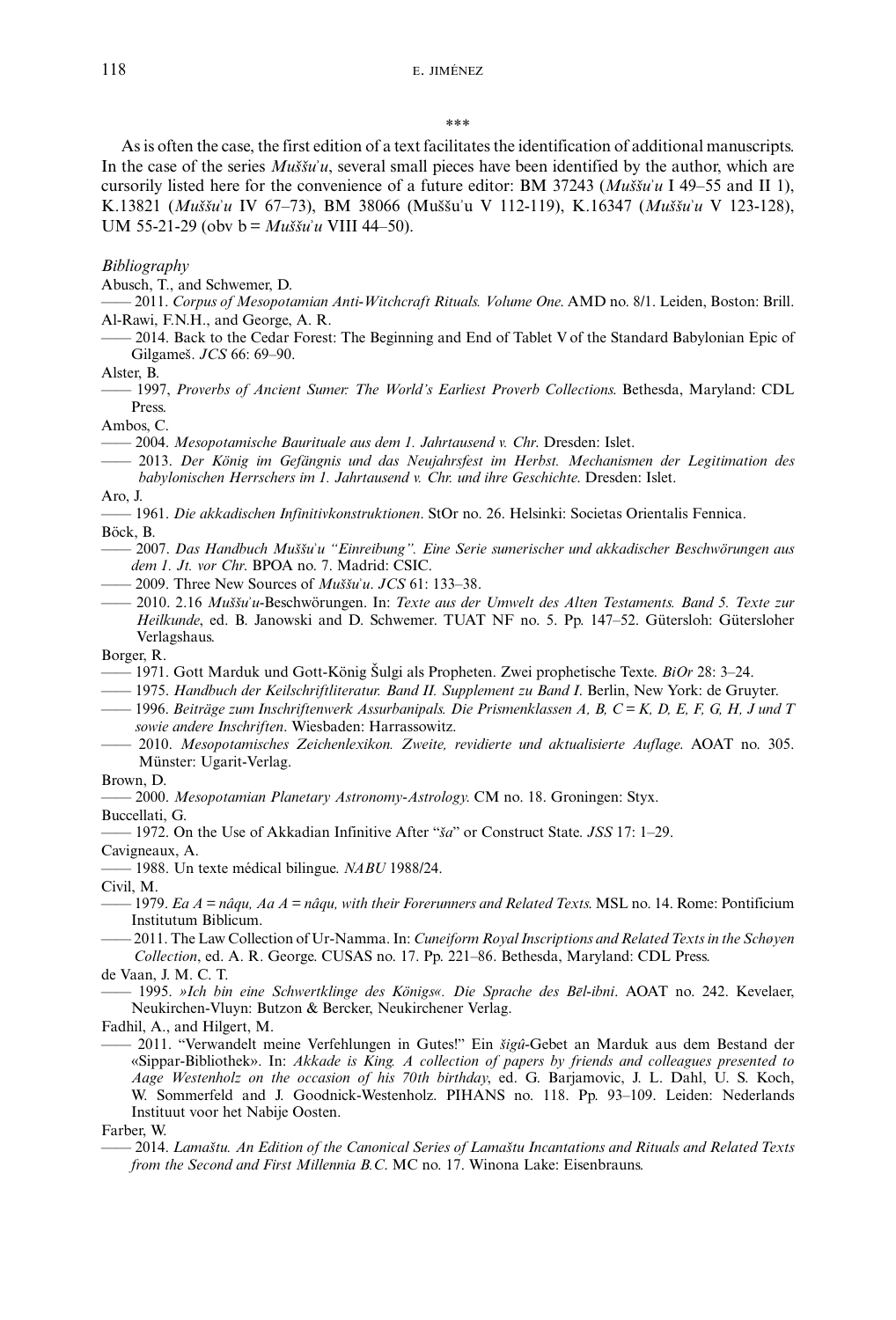\*\*\*

As is often the case, the first edition of a text facilitates the identification of additional manuscripts. In the case of the series *Muššuʾu*, several small pieces have been identified by the author, which are cursorily listed here for the convenience of a future editor: BM 37243 (*Muššuʾu* I 49–55 and II 1), K.13821 (*Muššuʾu* IV 67–73), BM 38066 (Muššuʾu V 112-119), K.16347 (*Muššuʾu* V 123-128), UM 55-21-29 (obv b = *Muššuʾu* VIII 44–50).

*Bibliography*

Abusch, T., and Schwemer, D.

—— 2011. *Corpus of Mesopotamian Anti-Witchcraft Rituals. Volume One*. AMD no. 8/1. Leiden, Boston: Brill.

Al-Rawi, F.N.H., and George, A. R.

—— 2014. Back to the Cedar Forest: The Beginning and End of Tablet V of the Standard Babylonian Epic of Gilgameš. *JCS* 66: 69–90.

Alster, B.

—— 1997, *Proverbs of Ancient Sumer: The World's Earliest Proverb Collections*. Bethesda, Maryland: CDL Press.

Ambos, C.

—— 2004. *Mesopotamische Baurituale aus dem 1. Jahrtausend v. Chr*. Dresden: Islet.

—— 2013. *Der König im Gefängnis und das Neujahrsfest im Herbst. Mechanismen der Legitimation des babylonischen Herrschers im 1. Jahrtausend v. Chr. und ihre Geschichte*. Dresden: Islet.

Aro, J.

—— 1961. *Die akkadischen Infinitivkonstruktionen*. StOr no. 26. Helsinki: Societas Orientalis Fennica.

Böck, B.

—— 2007. *Das Handbuch Muššuʾu "Einreibung". Eine Serie sumerischer und akkadischer Beschwörungen aus dem 1. Jt. vor Chr*. BPOA no. 7. Madrid: CSIC.

—— 2009. Three New Sources of *Muššuʾu*. *JCS* 61: 133–38.

—— 2010. 2.16 *Muššuʾu*-Beschwörungen. In: *Texte aus der Umwelt des Alten Testaments. Band 5. Texte zur Heilkunde*, ed. B. Janowski and D. Schwemer. TUAT NF no. 5. Pp. 147–52. Gütersloh: Gütersloher Verlagshaus.

Borger, R.

—— 1971. Gott Marduk und Gott-König Šulgi als Propheten. Zwei prophetische Texte. *BiOr* 28: 3–24.

—— 1975. *Handbuch der Keilschriftliteratur. Band II. Supplement zu Band I*. Berlin, New York: de Gruyter.

—— 1996. *Beiträge zum Inschriftenwerk Assurbanipals. Die Prismenklassen A, B, C = K, D, E, F, G, H, J und T sowie andere Inschriften*. Wiesbaden: Harrassowitz.

—— 2010. *Mesopotamisches Zeichenlexikon. Zweite, revidierte und aktualisierte Auflage*. AOAT no. 305. Münster: Ugarit-Verlag.

Brown, D.

—— 2000. *Mesopotamian Planetary Astronomy-Astrology*. CM no. 18. Groningen: Styx.

Buccellati, G.

—— 1972. On the Use of Akkadian Infinitive After "*ša*" or Construct State. *JSS* 17: 1–29.

Cavigneaux, A.

—— 1988. Un texte médical bilingue. *NABU* 1988/24.

Civil, M.

—— 1979. *Ea A = nâqu, Aa A = nâqu, with their Forerunners and Related Texts*. MSL no. 14. Rome: Pontificium Institutum Biblicum.

—— 2011. The Law Collection of Ur-Namma. In: *Cuneiform Royal Inscriptions and Related Texts in the Schøyen Collection*, ed. A. R. George. CUSAS no. 17. Pp. 221–86. Bethesda, Maryland: CDL Press.

de Vaan, J. M. C. T.

—— 1995. *»Ich bin eine Schwertklinge des Königs«. Die Sprache des Bēl-ibni*. AOAT no. 242. Kevelaer, Neukirchen-Vluyn: Butzon & Bercker, Neukirchener Verlag.

Fadhil, A., and Hilgert, M.

—— 2011. "Verwandelt meine Verfehlungen in Gutes!" Ein *šigû*-Gebet an Marduk aus dem Bestand der «Sippar-Bibliothek». In: *Akkade is King. A collection of papers by friends and colleagues presented to Aage Westenholz on the occasion of his 70th birthday*, ed. G. Barjamovic, J. L. Dahl, U. S. Koch, W. Sommerfeld and J. Goodnick-Westenholz. PIHANS no. 118. Pp. 93–109. Leiden: Nederlands Instituut voor het Nabije Oosten.

Farber, W.

—— 2014. *Lamaštu. An Edition of the Canonical Series of Lamaštu Incantations and Rituals and Related Texts from the Second and First Millennia B.C*. MC no. 17. Winona Lake: Eisenbrauns.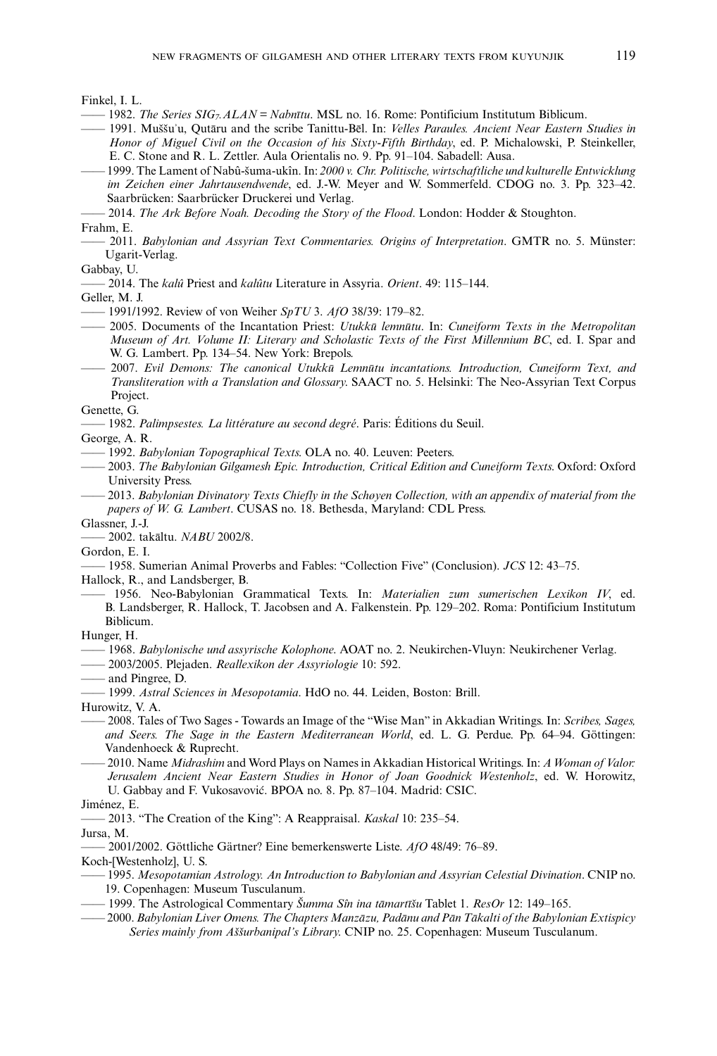Finkel, I. L.

—— 1982. *The Series SIG₇.ALAN = Nabnītu*. MSL no. 16. Rome: Pontificium Institutum Biblicum.

—— 1991. Muššuʾu, Qutāru and the scribe Tanittu-Bēl. In: *Velles Paraules. Ancient Near Eastern Studies in Honor of Miguel Civil on the Occasion of his Sixty-Fifth Birthday*, ed. P. Michalowski, P. Steinkeller, E. C. Stone and R. L. Zettler. Aula Orientalis no. 9. Pp. 91–104. Sabadell: Ausa.

—— 1999. The Lament of Nabû-šuma-ukîn. In: *2000 v. Chr. Politische, wirtschaftliche und kulturelle Entwicklung im Zeichen einer Jahrtausendwende*, ed. J.-W. Meyer and W. Sommerfeld. CDOG no. 3. Pp. 323–42. Saarbrücken: Saarbrücker Druckerei und Verlag.

—— 2014. *The Ark Before Noah. Decoding the Story of the Flood*. London: Hodder & Stoughton.

Frahm, E.

—— 2011. *Babylonian and Assyrian Text Commentaries. Origins of Interpretation*. GMTR no. 5. Münster: Ugarit-Verlag.

Gabbay, U.

—— 2014. The *kalû* Priest and *kalûtu* Literature in Assyria. *Orient*. 49: 115–144.

Geller, M. J.

—— 1991/1992. Review of von Weiher *SpTU* 3. *AfO* 38/39: 179–82.

—— 2005. Documents of the Incantation Priest: *Utukkū lemnūtu*. In: *Cuneiform Texts in the Metropolitan Museum of Art. Volume II: Literary and Scholastic Texts of the First Millennium BC*, ed. I. Spar and W. G. Lambert. Pp. 134–54. New York: Brepols.

—— 2007. *Evil Demons: The canonical Utukkū Lemnūtu incantations. Introduction, Cuneiform Text, and Transliteration with a Translation and Glossary*. SAACT no. 5. Helsinki: The Neo-Assyrian Text Corpus Project.

Genette, G.

—— 1982. *Palimpsestes. La littérature au second degré*. Paris: Éditions du Seuil.

George, A. R.

—— 1992. *Babylonian Topographical Texts*. OLA no. 40. Leuven: Peeters.

—— 2003. *The Babylonian Gilgamesh Epic. Introduction, Critical Edition and Cuneiform Texts*. Oxford: Oxford University Press.

—— 2013. *Babylonian Divinatory Texts Chiefly in the Schøyen Collection, with an appendix of material from the papers of W. G. Lambert*. CUSAS no. 18. Bethesda, Maryland: CDL Press.

Glassner, J.-J.

—— 2002. takāltu. *NABU* 2002/8.

Gordon, E. I.

—— 1958. Sumerian Animal Proverbs and Fables: "Collection Five" (Conclusion). *JCS* 12: 43–75.

Hallock, R., and Landsberger, B.

—— 1956. Neo-Babylonian Grammatical Texts. In: *Materialien zum sumerischen Lexikon IV*, ed. B. Landsberger, R. Hallock, T. Jacobsen and A. Falkenstein. Pp. 129–202. Roma: Pontificium Institutum Biblicum.

Hunger, H.

—— 1968. *Babylonische und assyrische Kolophone*. AOAT no. 2. Neukirchen-Vluyn: Neukirchener Verlag.

—— 2003/2005. Plejaden. *Reallexikon der Assyriologie* 10: 592.

—— and Pingree, D.

—— 1999. *Astral Sciences in Mesopotamia*. HdO no. 44. Leiden, Boston: Brill.

Hurowitz, V. A.

—— 2008. Tales of Two Sages - Towards an Image of the "Wise Man" in Akkadian Writings. In: *Scribes, Sages, and Seers. The Sage in the Eastern Mediterranean World*, ed. L. G. Perdue. Pp. 64–94. Göttingen: Vandenhoeck & Ruprecht.

—— 2010. Name *Midrashim* and Word Plays on Names in Akkadian Historical Writings. In: *A Woman of Valor: Jerusalem Ancient Near Eastern Studies in Honor of Joan Goodnick Westenholz*, ed. W. Horowitz, U. Gabbay and F. Vukosavović. BPOA no. 8. Pp. 87–104. Madrid: CSIC.

Jiménez, E.

—— 2013. "The Creation of the King": A Reappraisal. *Kaskal* 10: 235–54.

Jursa, M.

—— 2001/2002. Göttliche Gärtner? Eine bemerkenswerte Liste. *AfO* 48/49: 76–89.

Koch-[Westenholz], U. S.

—— 1995. *Mesopotamian Astrology. An Introduction to Babylonian and Assyrian Celestial Divination*. CNIP no. 19. Copenhagen: Museum Tusculanum.

—— 1999. The Astrological Commentary *Šumma Sîn ina tāmartīšu* Tablet 1. *ResOr* 12: 149–165.

—— 2000. *Babylonian Liver Omens. The Chapters Manzāzu, Padānu and Pān Tākalti of the Babylonian Extispicy Series mainly from Aššurbanipal's Library*. CNIP no. 25. Copenhagen: Museum Tusculanum.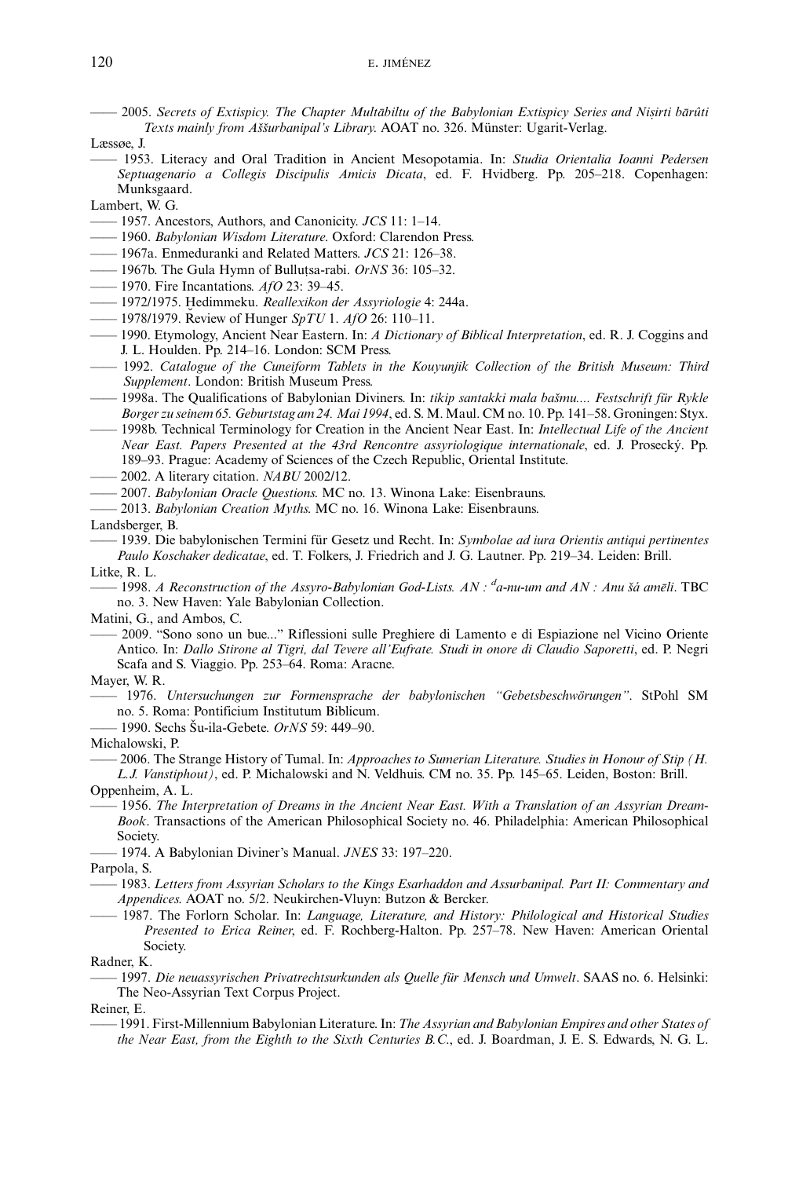—— 2005. *Secrets of Extispicy. The Chapter Multābiltu of the Babylonian Extispicy Series and Niṣirti bārûti Texts mainly from Aššurbanipal's Library*. AOAT no. 326. Münster: Ugarit-Verlag.

Læssøe, J.

—— 1953. Literacy and Oral Tradition in Ancient Mesopotamia. In: *Studia Orientalia Ioanni Pedersen Septuagenario a Collegis Discipulis Amicis Dicata*, ed. F. Hvidberg. Pp. 205–218. Copenhagen: Munksgaard.

Lambert, W. G.

—— 1957. Ancestors, Authors, and Canonicity. *JCS* 11: 1–14.

—— 1960. *Babylonian Wisdom Literature*. Oxford: Clarendon Press.

—— 1967a. Enmeduranki and Related Matters. *JCS* 21: 126–38.

—— 1967b. The Gula Hymn of Bulluṭsa-rabi. *OrNS* 36: 105–32.

—— 1970. Fire Incantations. *AfO* 23: 39–45.

—— 1972/1975. Ḫedimmeku. *Reallexikon der Assyriologie* 4: 244a.

—— 1978/1979. Review of Hunger *SpTU* 1. *AfO* 26: 110–11.

—— 1990. Etymology, Ancient Near Eastern. In: *A Dictionary of Biblical Interpretation*, ed. R. J. Coggins and J. L. Houlden. Pp. 214–16. London: SCM Press.

—— 1992. *Catalogue of the Cuneiform Tablets in the Kouyunjik Collection of the British Museum: Third Supplement*. London: British Museum Press.

—— 1998a. The Qualifications of Babylonian Diviners. In: *tikip santakki mala bašmu.... Festschrift für Rykle Borger zu seinem 65. Geburtstag am 24. Mai 1994*, ed. S. M. Maul. CM no. 10. Pp. 141–58. Groningen: Styx.

—— 1998b. Technical Terminology for Creation in the Ancient Near East. In: *Intellectual Life of the Ancient Near East. Papers Presented at the 43rd Rencontre assyriologique internationale*, ed. J. Prosecký. Pp. 189–93. Prague: Academy of Sciences of the Czech Republic, Oriental Institute.

—— 2002. A literary citation. *NABU* 2002/12.

—— 2007. *Babylonian Oracle Questions*. MC no. 13. Winona Lake: Eisenbrauns.

—— 2013. *Babylonian Creation Myths*. MC no. 16. Winona Lake: Eisenbrauns.

Landsberger, B.

—— 1939. Die babylonischen Termini für Gesetz und Recht. In: *Symbolae ad iura Orientis antiqui pertinentes Paulo Koschaker dedicatae*, ed. T. Folkers, J. Friedrich and J. G. Lautner. Pp. 219–34. Leiden: Brill.

Litke, R. L.

—— 1998. *A Reconstruction of the Assyro-Babylonian God-Lists. AN : ᵈa-nu-um and AN : Anu šá amēli*. TBC no. 3. New Haven: Yale Babylonian Collection.

Matini, G., and Ambos, C.

—— 2009. "Sono sono un bue..." Riflessioni sulle Preghiere di Lamento e di Espiazione nel Vicino Oriente Antico. In: *Dallo Stirone al Tigri, dal Tevere all'Eufrate. Studi in onore di Claudio Saporetti*, ed. P. Negri Scafa and S. Viaggio. Pp. 253–64. Roma: Aracne.

Mayer, W. R.

—— 1976. *Untersuchungen zur Formensprache der babylonischen "Gebetsbeschwörungen"*. StPohl SM no. 5. Roma: Pontificium Institutum Biblicum.

—— 1990. Sechs Šu-ila-Gebete. *OrNS* 59: 449–90.

Michalowski, P.

—— 2006. The Strange History of Tumal. In: *Approaches to Sumerian Literature. Studies in Honour of Stip (H. L.J. Vanstiphout)*, ed. P. Michalowski and N. Veldhuis. CM no. 35. Pp. 145–65. Leiden, Boston: Brill.

Oppenheim, A. L.

—— 1956. *The Interpretation of Dreams in the Ancient Near East. With a Translation of an Assyrian Dream-Book*. Transactions of the American Philosophical Society no. 46. Philadelphia: American Philosophical Society.

—— 1974. A Babylonian Diviner's Manual. *JNES* 33: 197–220.

Parpola, S.

—— 1983. *Letters from Assyrian Scholars to the Kings Esarhaddon and Assurbanipal. Part II: Commentary and Appendices*. AOAT no. 5/2. Neukirchen-Vluyn: Butzon & Bercker.

—— 1987. The Forlorn Scholar. In: *Language, Literature, and History: Philological and Historical Studies Presented to Erica Reiner*, ed. F. Rochberg-Halton. Pp. 257–78. New Haven: American Oriental Society.

Radner, K.

—— 1997. *Die neuassyrischen Privatrechtsurkunden als Quelle für Mensch und Umwelt*. SAAS no. 6. Helsinki: The Neo-Assyrian Text Corpus Project.

Reiner, E.

—— 1991. First-Millennium Babylonian Literature. In: *The Assyrian and Babylonian Empires and other States of the Near East, from the Eighth to the Sixth Centuries B.C.*, ed. J. Boardman, J. E. S. Edwards, N. G. L.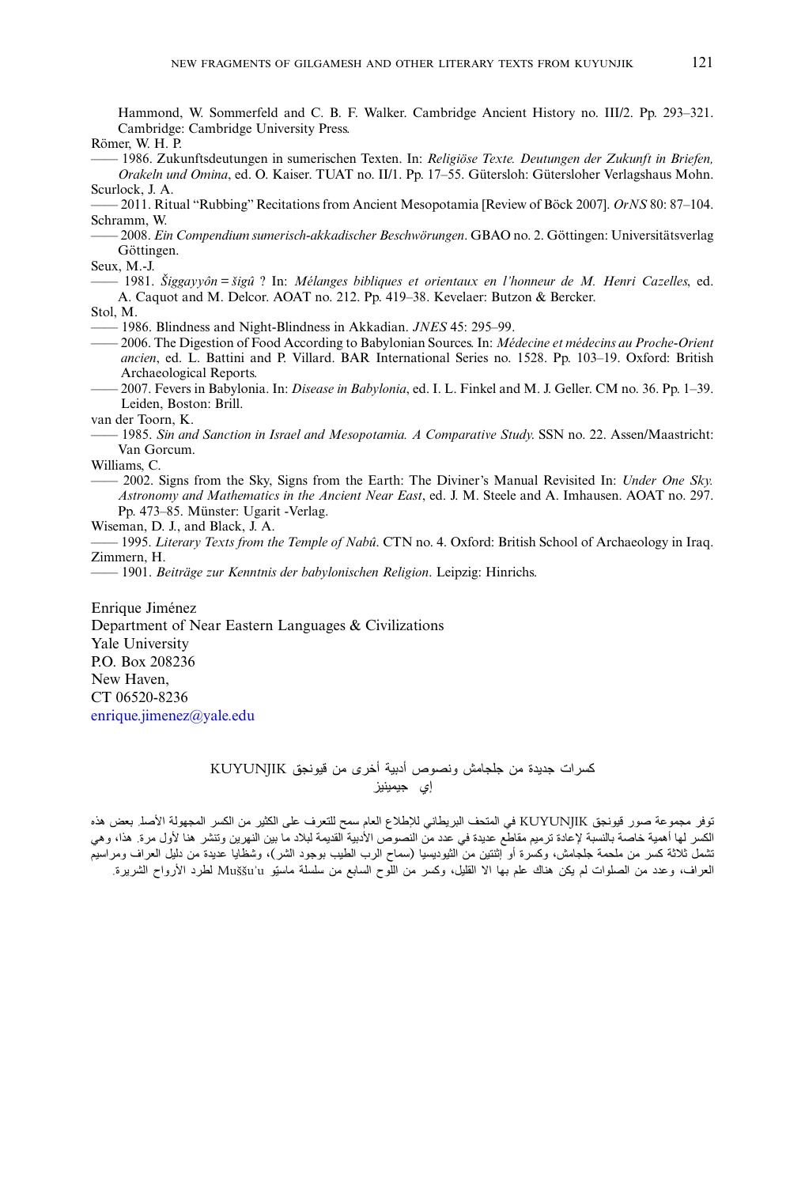Hammond, W. Sommerfeld and C. B. F. Walker. Cambridge Ancient History no. III/2. Pp. 293–321. Cambridge: Cambridge University Press.

Römer, W. H. P.

—— 1986. Zukunftsdeutungen in sumerischen Texten. In: *Religiöse Texte. Deutungen der Zukunft in Briefen, Orakeln und Omina*, ed. O. Kaiser. TUAT no. II/1. Pp. 17–55. Gütersloh: Gütersloher Verlagshaus Mohn.

Scurlock, J. A.

—— 2011. Ritual "Rubbing" Recitations from Ancient Mesopotamia [Review of Böck 2007]. *OrNS* 80: 87–104.

Schramm, W.

—— 2008. *Ein Compendium sumerisch-akkadischer Beschwörungen*. GBAO no. 2. Göttingen: Universitätsverlag Göttingen.

Seux, M.-J.

—— 1981. *Šiggayyôn = šigû* ? In: *Mélanges bibliques et orientaux en l'honneur de M. Henri Cazelles*, ed. A. Caquot and M. Delcor. AOAT no. 212. Pp. 419–38. Kevelaer: Butzon & Bercker.

Stol, M.

—— 1986. Blindness and Night-Blindness in Akkadian. *JNES* 45: 295–99.

—— 2006. The Digestion of Food According to Babylonian Sources. In: *Médecine et médecins au Proche-Orient ancien*, ed. L. Battini and P. Villard. BAR International Series no. 1528. Pp. 103–19. Oxford: British Archaeological Reports.

—— 2007. Fevers in Babylonia. In: *Disease in Babylonia*, ed. I. L. Finkel and M. J. Geller. CM no. 36. Pp. 1–39. Leiden, Boston: Brill.

van der Toorn, K.

—— 1985. *Sin and Sanction in Israel and Mesopotamia. A Comparative Study*. SSN no. 22. Assen/Maastricht: Van Gorcum.

Williams, C.

—— 2002. Signs from the Sky, Signs from the Earth: The Diviner's Manual Revisited In: *Under One Sky. Astronomy and Mathematics in the Ancient Near East*, ed. J. M. Steele and A. Imhausen. AOAT no. 297. Pp. 473–85. Münster: Ugarit -Verlag.

Wiseman, D. J., and Black, J. A.

—— 1995. *Literary Texts from the Temple of Nabû*. CTN no. 4. Oxford: British School of Archaeology in Iraq.

Zimmern, H.

—— 1901. *Beiträge zur Kenntnis der babylonischen Religion*. Leipzig: Hinrichs.

Enrique Jiménez
Department of Near Eastern Languages & Civilizations
Yale University
P.O. Box 208236
New Haven,
CT 06520-8236
enrique.jimenez@yale.edu

كسرات جديدة من جلجامش ونصوص أدبية أخرى من قيونجق KUYUNJIK
إي جيمينيز

توفر مجموعة صور قيونجق KUYUNJIK في المتحف البريطاني للإطلاع العام سمح للتعرف على الكثير من الكسر المجهولة الأصل. بعض هذه الكسر لها أهمية خاصة بالنسبة لإعادة ترميم مقاطع عديدة في عدد من النصوص الأدبية القديمة لبلاد ما بين النهرين وتنشر هنا لأول مرة. هذا، وهي تشمل ثلاثة كسر من ملحمة جلجامش، وكسرة أو إثنتين من الثيوديسيا (سماح الرب الطيب بوجود الشر)، وشظايا عديدة من دليل العراف ومراسيم العراف، وعدد من الصلوات لم يكن هناك علم بها الا القليل، وكسر من اللوح السابع من سلسلة ماسيّو Muššu'u لطرد الأرواح الشريرة.